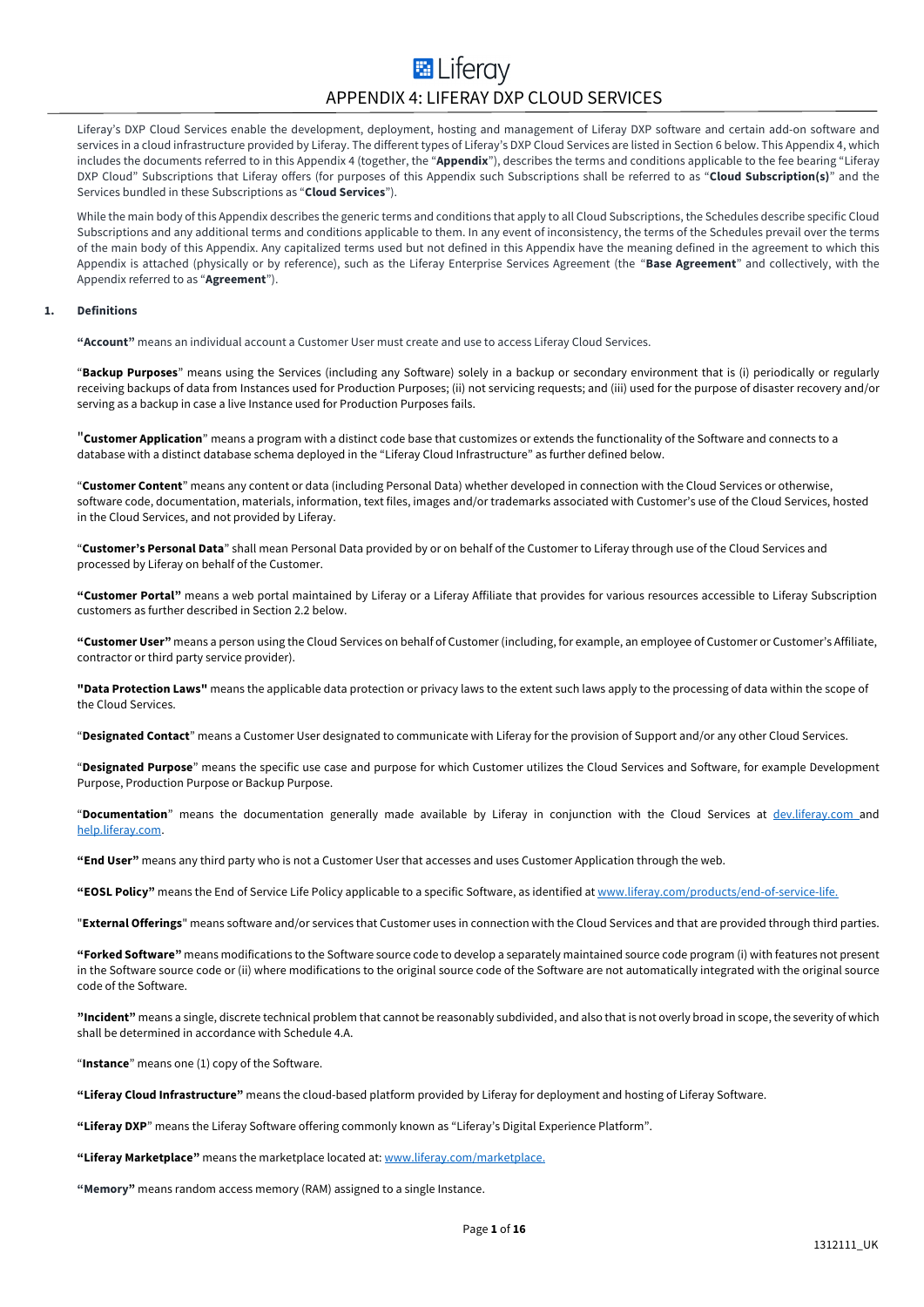# APPENDIX 4: LIFERAY DXP CLOUD SERVICES

Liferay's DXP Cloud Services enable the development, deployment, hosting and management of Liferay DXP software and certain add-on software and services in a cloud infrastructure provided by Liferay. The different types of Liferay's DXP Cloud Services are listed in Section 6 below. This Appendix 4, which includes the documents referred to in this Appendix 4 (together, the "**Appendix**"), describes the terms and conditions applicable to the fee bearing "Liferay DXP Cloud" Subscriptions that Liferay offers (for purposes of this Appendix such Subscriptions shall be referred to as "**Cloud Subscription(s)**" and the Services bundled in these Subscriptions as "**Cloud Services**").

While the main body of this Appendix describes the generic terms and conditions that apply to all Cloud Subscriptions, the Schedules describe specific Cloud Subscriptions and any additional terms and conditions applicable to them. In any event of inconsistency, the terms of the Schedules prevail over the terms of the main body of this Appendix. Any capitalized terms used but not defined in this Appendix have the meaning defined in the agreement to which this Appendix is attached (physically or by reference), such as the Liferay Enterprise Services Agreement (the "**Base Agreement**" and collectively, with the Appendix referred to as "**Agreement**").

## 1. Definitions

**"Account"** means an individual account a Customer User must create and use to access Liferay Cloud Services.

"**Backup Purposes**" means using the Services (including any Software) solely in a backup or secondary environment that is (i) periodically or regularly receiving backups of data from Instances used for Production Purposes; (ii) not servicing requests; and (iii) used for the purpose of disaster recovery and/or serving as a backup in case a live Instance used for Production Purposes fails.

"**Customer Application**" means a program with a distinct code base that customizes or extends the functionality of the Software and connects to a database with a distinct database schema deployed in the "Liferay Cloud Infrastructure" as further defined below.

"**Customer Content**" means any content or data (including Personal Data) whether developed in connection with the Cloud Services or otherwise, software code, documentation, materials, information, text files, images and/or trademarks associated with Customer's use of the Cloud Services, hosted in the Cloud Services, and not provided by Liferay.

"**Customer's Personal Data**" shall mean Personal Data provided by or on behalf of the Customer to Liferay through use of the Cloud Services and processed by Liferay on behalf of the Customer.

**"Customer Portal"** means a web portal maintained by Liferay or a Liferay Affiliate that provides for various resources accessible to Liferay Subscription customers as further described in Section 2.2 below.

**"Customer User"** means a person using the Cloud Services on behalf of Customer (including, for example, an employee of Customer or Customer's Affiliate, contractor or third party service provider).

**"Data Protection Laws"** means the applicable data protection or privacy laws to the extent such laws apply to the processing of data within the scope of the Cloud Services.

"**Designated Contact**" means a Customer User designated to communicate with Liferay for the provision of Support and/or any other Cloud Services.

"**Designated Purpose**" means the specific use case and purpose for which Customer utilizes the Cloud Services and Software, for example Development Purpose, Production Purpose or Backup Purpose.

"**Documentation**" means the documentation generally made available by Liferay in conjunction with the Cloud Services at dev.liferay.com and help.liferay.com.

**"End User"** means any third party who is not a Customer User that accesses and uses Customer Application through the web.

**"EOSL Policy"** means the End of Service Life Policy applicable to a specific Software, as identified at www.liferay.com/products/end-of-service-life.

"**External Offerings**" means software and/or services that Customer uses in connection with the Cloud Services and that are provided through third parties.

**"Forked Software"** means modifications to the Software source code to develop a separately maintained source code program (i) with features not present in the Software source code or (ii) where modifications to the original source code of the Software are not automatically integrated with the original source code of the Software.

**"Incident"** means a single, discrete technical problem that cannot be reasonably subdivided, and also that is not overly broad in scope, the severity of which shall be determined in accordance with Schedule 4.A.

"**Instance**" means one (1) copy of the Software.

**"Liferay Cloud Infrastructure"** means the cloud-based platform provided by Liferay for deployment and hosting of Liferay Software.

**"Liferay DXP**" means the Liferay Software offering commonly known as "Liferay's Digital Experience Platform".

**"Liferay Marketplace"** means the marketplace located at: www.liferay.com/marketplace.

**"Memory"** means random access memory (RAM) assigned to a single Instance.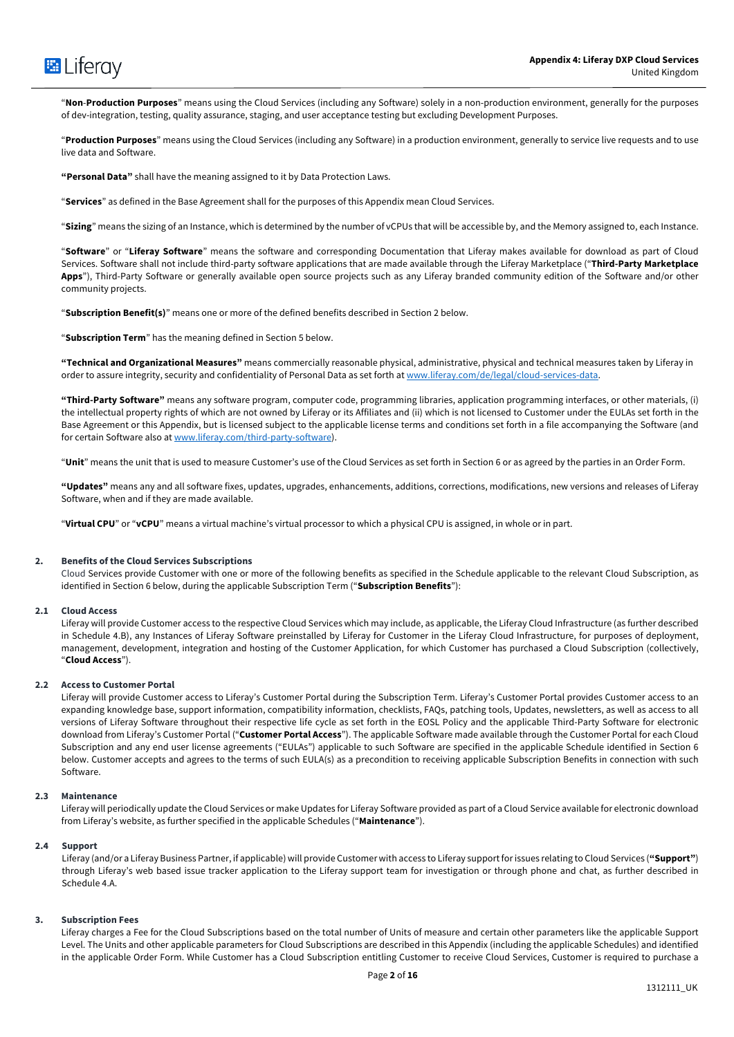"**Non**-**Production Purposes**" means using the Cloud Services (including any Software) solely in a non-production environment, generally for the purposes of dev-integration, testing, quality assurance, staging, and user acceptance testing but excluding Development Purposes.

"**Production Purposes**" means using the Cloud Services (including any Software) in a production environment, generally to service live requests and to use live data and Software.

**"Personal Data"** shall have the meaning assigned to it by Data Protection Laws.

"**Services**" as defined in the Base Agreement shall for the purposes of this Appendix mean Cloud Services.

"**Sizing**" means the sizing of an Instance, which is determined by the number of vCPUs that will be accessible by, and the Memory assigned to, each Instance.

"**Software**" or "**Liferay Software**" means the software and corresponding Documentation that Liferay makes available for download as part of Cloud Services. Software shall not include third-party software applications that are made available through the Liferay Marketplace ("**Third-Party Marketplace Apps**"), Third-Party Software or generally available open source projects such as any Liferay branded community edition of the Software and/or other community projects.

"**Subscription Benefit(s)**" means one or more of the defined benefits described in Section 2 below.

"**Subscription Term**" has the meaning defined in Section 5 below.

**"Technical and Organizational Measures"** means commercially reasonable physical, administrative, physical and technical measures taken by Liferay in order to assure integrity, security and confidentiality of Personal Data as set forth at www.liferay.com/de/legal/cloud-services-data.

**"Third-Party Software"** means any software program, computer code, programming libraries, application programming interfaces, or other materials, (i) the intellectual property rights of which are not owned by Liferay or its Affiliates and (ii) which is not licensed to Customer under the EULAs set forth in the Base Agreement or this Appendix, but is licensed subject to the applicable license terms and conditions set forth in a file accompanying the Software (and for certain Software also at www.liferay.com/third-party-software).

"**Unit**" means the unit that is used to measure Customer's use of the Cloud Services as set forth in Section 6 or as agreed by the parties in an Order Form.

**"Updates"** means any and all software fixes, updates, upgrades, enhancements, additions, corrections, modifications, new versions and releases of Liferay Software, when and if they are made available.

"**Virtual CPU**" or "**vCPU**" means a virtual machine's virtual processor to which a physical CPU is assigned, in whole or in part.

## 2. Benefits of the Cloud Services Subscriptions

Cloud Services provide Customer with one or more of the following benefits as specified in the Schedule applicable to the relevant Cloud Subscription, as identified in Section 6 below, during the applicable Subscription Term ("**Subscription Benefits**"):

### 2.1 Cloud Access

Liferay will provide Customer access to the respective Cloud Services which may include, as applicable, the Liferay Cloud Infrastructure (as further described in Schedule 4.B), any Instances of Liferay Software preinstalled by Liferay for Customer in the Liferay Cloud Infrastructure, for purposes of deployment, management, development, integration and hosting of the Customer Application, for which Customer has purchased a Cloud Subscription (collectively, "**Cloud Access**").

### 2.2 Access to Customer Portal

Liferay will provide Customer access to Liferay's Customer Portal during the Subscription Term. Liferay's Customer Portal provides Customer access to an expanding knowledge base, support information, compatibility information, checklists, FAQs, patching tools, Updates, newsletters, as well as access to all versions of Liferay Software throughout their respective life cycle as set forth in the EOSL Policy and the applicable Third-Party Software for electronic download from Liferay's Customer Portal ("**Customer Portal Access**"). The applicable Software made available through the Customer Portal for each Cloud Subscription and any end user license agreements ("EULAs") applicable to such Software are specified in the applicable Schedule identified in Section 6 below. Customer accepts and agrees to the terms of such EULA(s) as a precondition to receiving applicable Subscription Benefits in connection with such Software.

### 2.3 Maintenance

Liferay will periodically update the Cloud Services or make Updates for Liferay Software provided as part of a Cloud Service available for electronic download from Liferay's website, as further specified in the applicable Schedules ("**Maintenance**").

### 2.4 Support

Liferay (and/or a Liferay Business Partner, if applicable) will provide Customer with access to Liferay support for issues relating to Cloud Services (**"Support"**) through Liferay's web based issue tracker application to the Liferay support team for investigation or through phone and chat, as further described in Schedule 4.A.

## 3. Subscription Fees

Liferay charges a Fee for the Cloud Subscriptions based on the total number of Units of measure and certain other parameters like the applicable Support Level. The Units and other applicable parameters for Cloud Subscriptions are described in this Appendix (including the applicable Schedules) and identified in the applicable Order Form. While Customer has a Cloud Subscription entitling Customer to receive Cloud Services, Customer is required to purchase a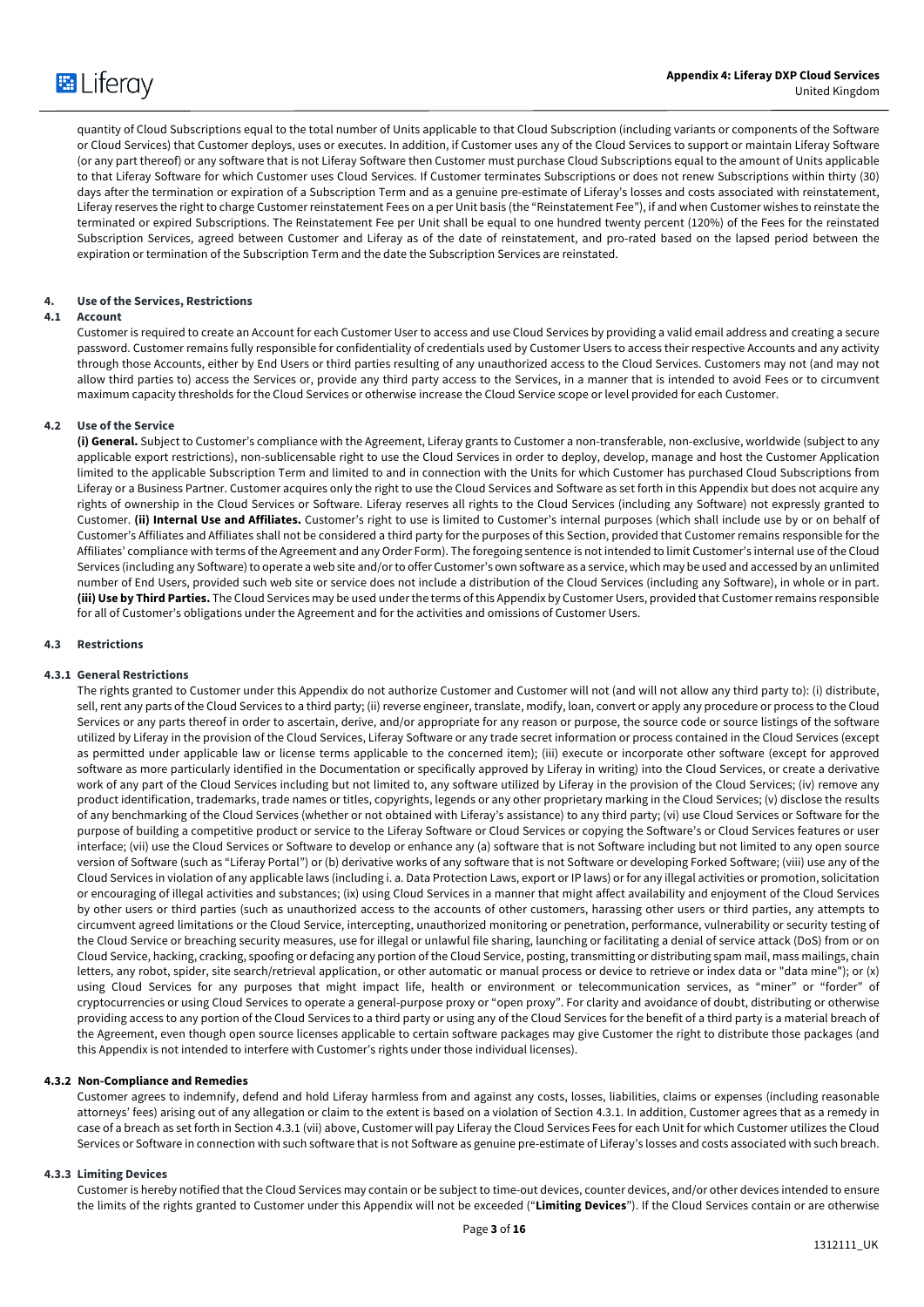quantity of Cloud Subscriptions equal to the total number of Units applicable to that Cloud Subscription (including variants or components of the Software or Cloud Services) that Customer deploys, uses or executes. In addition, if Customer uses any of the Cloud Services to support or maintain Liferay Software (or any part thereof) or any software that is not Liferay Software then Customer must purchase Cloud Subscriptions equal to the amount of Units applicable to that Liferay Software for which Customer uses Cloud Services. If Customer terminates Subscriptions or does not renew Subscriptions within thirty (30) days after the termination or expiration of a Subscription Term and as a genuine pre-estimate of Liferay's losses and costs associated with reinstatement, Liferay reserves the right to charge Customer reinstatement Fees on a per Unit basis (the "Reinstatement Fee"), if and when Customer wishes to reinstate the terminated or expired Subscriptions. The Reinstatement Fee per Unit shall be equal to one hundred twenty percent (120%) of the Fees for the reinstated Subscription Services, agreed between Customer and Liferay as of the date of reinstatement, and pro-rated based on the lapsed period between the expiration or termination of the Subscription Term and the date the Subscription Services are reinstated.

## 4. Use of the Services, Restrictions

### 4.1 Account

Customer is required to create an Account for each Customer User to access and use Cloud Services by providing a valid email address and creating a secure password. Customer remains fully responsible for confidentiality of credentials used by Customer Users to access their respective Accounts and any activity through those Accounts, either by End Users or third parties resulting of any unauthorized access to the Cloud Services. Customers may not (and may not allow third parties to) access the Services or, provide any third party access to the Services, in a manner that is intended to avoid Fees or to circumvent maximum capacity thresholds for the Cloud Services or otherwise increase the Cloud Service scope or level provided for each Customer.

### 4.2 Use of the Service

**(i) General.** Subject to Customer's compliance with the Agreement, Liferay grants to Customer a non-transferable, non-exclusive, worldwide (subject to any applicable export restrictions), non-sublicensable right to use the Cloud Services in order to deploy, develop, manage and host the Customer Application limited to the applicable Subscription Term and limited to and in connection with the Units for which Customer has purchased Cloud Subscriptions from Liferay or a Business Partner. Customer acquires only the right to use the Cloud Services and Software as set forth in this Appendix but does not acquire any rights of ownership in the Cloud Services or Software. Liferay reserves all rights to the Cloud Services (including any Software) not expressly granted to Customer. **(ii) Internal Use and Affiliates.** Customer's right to use is limited to Customer's internal purposes (which shall include use by or on behalf of Customer's Affiliates and Affiliates shall not be considered a third party for the purposes of this Section, provided that Customer remains responsible for the Affiliates' compliance with terms of the Agreement and any Order Form). The foregoing sentence is not intended to limit Customer's internal use of the Cloud Services (including any Software) to operate a web site and/or to offer Customer's own software as a service, which may be used and accessed by an unlimited number of End Users, provided such web site or service does not include a distribution of the Cloud Services (including any Software), in whole or in part. **(iii) Use by Third Parties.** The Cloud Services may be used under the terms of this Appendix by Customer Users, provided that Customer remains responsible for all of Customer's obligations under the Agreement and for the activities and omissions of Customer Users.

### 4.3 Restrictions

#### 4.3.1 General Restrictions

The rights granted to Customer under this Appendix do not authorize Customer and Customer will not (and will not allow any third party to): (i) distribute, sell, rent any parts of the Cloud Services to a third party; (ii) reverse engineer, translate, modify, loan, convert or apply any procedure or process to the Cloud Services or any parts thereof in order to ascertain, derive, and/or appropriate for any reason or purpose, the source code or source listings of the software utilized by Liferay in the provision of the Cloud Services, Liferay Software or any trade secret information or process contained in the Cloud Services (except as permitted under applicable law or license terms applicable to the concerned item); (iii) execute or incorporate other software (except for approved software as more particularly identified in the Documentation or specifically approved by Liferay in writing) into the Cloud Services, or create a derivative work of any part of the Cloud Services including but not limited to, any software utilized by Liferay in the provision of the Cloud Services; (iv) remove any product identification, trademarks, trade names or titles, copyrights, legends or any other proprietary marking in the Cloud Services; (v) disclose the results of any benchmarking of the Cloud Services (whether or not obtained with Liferay's assistance) to any third party; (vi) use Cloud Services or Software for the purpose of building a competitive product or service to the Liferay Software or Cloud Services or copying the Software's or Cloud Services features or user interface; (vii) use the Cloud Services or Software to develop or enhance any (a) software that is not Software including but not limited to any open source version of Software (such as "Liferay Portal") or (b) derivative works of any software that is not Software or developing Forked Software; (viii) use any of the Cloud Services in violation of any applicable laws (including i. a. Data Protection Laws, export or IP laws) or for any illegal activities or promotion, solicitation or encouraging of illegal activities and substances; (ix) using Cloud Services in a manner that might affect availability and enjoyment of the Cloud Services by other users or third parties (such as unauthorized access to the accounts of other customers, harassing other users or third parties, any attempts to circumvent agreed limitations or the Cloud Service, intercepting, unauthorized monitoring or penetration, performance, vulnerability or security testing of the Cloud Service or breaching security measures, use for illegal or unlawful file sharing, launching or facilitating a denial of service attack (DoS) from or on Cloud Service, hacking, cracking, spoofing or defacing any portion of the Cloud Service, posting, transmitting or distributing spam mail, mass mailings, chain letters, any robot, spider, site search/retrieval application, or other automatic or manual process or device to retrieve or index data or "data mine"); or (x) using Cloud Services for any purposes that might impact life, health or environment or telecommunication services, as "miner" or "forder" of cryptocurrencies or using Cloud Services to operate a general-purpose proxy or "open proxy". For clarity and avoidance of doubt, distributing or otherwise providing access to any portion of the Cloud Services to a third party or using any of the Cloud Services for the benefit of a third party is a material breach of the Agreement, even though open source licenses applicable to certain software packages may give Customer the right to distribute those packages (and this Appendix is not intended to interfere with Customer's rights under those individual licenses).

#### 4.3.2 Non-Compliance and Remedies

Customer agrees to indemnify, defend and hold Liferay harmless from and against any costs, losses, liabilities, claims or expenses (including reasonable attorneys' fees) arising out of any allegation or claim to the extent is based on a violation of Section 4.3.1. In addition, Customer agrees that as a remedy in case of a breach as set forth in Section 4.3.1 (vii) above, Customer will pay Liferay the Cloud Services Fees for each Unit for which Customer utilizes the Cloud Services or Software in connection with such software that is not Software as genuine pre-estimate of Liferay's losses and costs associated with such breach.

#### 4.3.3 Limiting Devices

Customer is hereby notified that the Cloud Services may contain or be subject to time-out devices, counter devices, and/or other devices intended to ensure the limits of the rights granted to Customer under this Appendix will not be exceeded ("**Limiting Devices**"). If the Cloud Services contain or are otherwise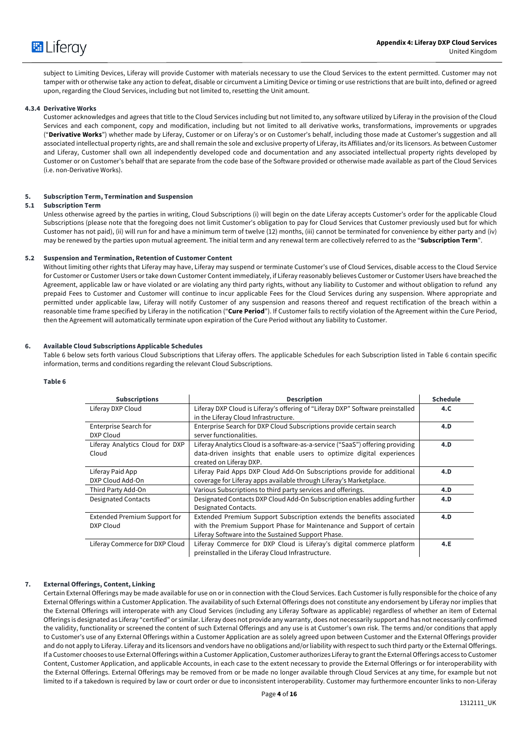subject to Limiting Devices, Liferay will provide Customer with materials necessary to use the Cloud Services to the extent permitted. Customer may not tamper with or otherwise take any action to defeat, disable or circumvent a Limiting Device or timing or use restrictions that are built into, defined or agreed upon, regarding the Cloud Services, including but not limited to, resetting the Unit amount.

#### 4.3.4 Derivative Works

Customer acknowledges and agrees that title to the Cloud Services including but not limited to, any software utilized by Liferay in the provision of the Cloud Services and each component, copy and modification, including but not limited to all derivative works, transformations, improvements or upgrades ("**Derivative Works**") whether made by Liferay, Customer or on Liferay's or on Customer's behalf, including those made at Customer's suggestion and all associated intellectual property rights, are and shall remain the sole and exclusive property of Liferay, its Affiliates and/or its licensors. As between Customer and Liferay, Customer shall own all independently developed code and documentation and any associated intellectual property rights developed by Customer or on Customer's behalf that are separate from the code base of the Software provided or otherwise made available as part of the Cloud Services (i.e. non-Derivative Works).

## 5. Subscription Term, Termination and Suspension

### 5.1 Subscription Term

Unless otherwise agreed by the parties in writing, Cloud Subscriptions (i) will begin on the date Liferay accepts Customer's order for the applicable Cloud Subscriptions (please note that the foregoing does not limit Customer's obligation to pay for Cloud Services that Customer previously used but for which Customer has not paid), (ii) will run for and have a minimum term of twelve (12) months, (iii) cannot be terminated for convenience by either party and (iv) may be renewed by the parties upon mutual agreement. The initial term and any renewal term are collectively referred to as the "**Subscription Term**".

### 5.2 Suspension and Termination, Retention of Customer Content

Without limiting other rights that Liferay may have, Liferay may suspend or terminate Customer's use of Cloud Services, disable access to the Cloud Service for Customer or Customer Users or take down Customer Content immediately, if Liferay reasonably believes Customer or Customer Users have breached the Agreement, applicable law or have violated or are violating any third party rights, without any liability to Customer and without obligation to refund any prepaid Fees to Customer and Customer will continue to incur applicable Fees for the Cloud Services during any suspension. Where appropriate and permitted under applicable law, Liferay will notify Customer of any suspension and reasons thereof and request rectification of the breach within a reasonable time frame specified by Liferay in the notification ("**Cure Period**"). If Customer fails to rectify violation of the Agreement within the Cure Period, then the Agreement will automatically terminate upon expiration of the Cure Period without any liability to Customer.

## 6. Available Cloud Subscriptions Applicable Schedules

Table 6 below sets forth various Cloud Subscriptions that Liferay offers. The applicable Schedules for each Subscription listed in Table 6 contain specific information, terms and conditions regarding the relevant Cloud Subscriptions.

**Table 6**

| Subscriptions | Description | Schedule |
|---|---|---|
| Liferay DXP Cloud | Liferay DXP Cloud is Liferay's offering of "Liferay DXP" Software preinstalled in the Liferay Cloud Infrastructure. | **4.C** |
| Enterprise Search for DXP Cloud | Enterprise Search for DXP Cloud Subscriptions provide certain search server functionalities. | **4.D** |
| Liferay Analytics Cloud for DXP Cloud | Liferay Analytics Cloud is a software-as-a-service ("SaaS") offering providing data-driven insights that enable users to optimize digital experiences created on Liferay DXP. | **4.D** |
| Liferay Paid App DXP Cloud Add-On | Liferay Paid Apps DXP Cloud Add-On Subscriptions provide for additional coverage for Liferay apps available through Liferay's Marketplace. | **4.D** |
| Third Party Add-On | Various Subscriptions to third party services and offerings. | **4.D** |
| Designated Contacts | Designated Contacts DXP Cloud Add-On Subscription enables adding further Designated Contacts. | **4.D** |
| Extended Premium Support for DXP Cloud | Extended Premium Support Subscription extends the benefits associated with the Premium Support Phase for Maintenance and Support of certain Liferay Software into the Sustained Support Phase. | **4.D** |
| Liferay Commerce for DXP Cloud | Liferay Commerce for DXP Cloud is Liferay's digital commerce platform preinstalled in the Liferay Cloud Infrastructure. | **4.E** |

## 7. External Offerings, Content, Linking

Certain External Offerings may be made available for use on or in connection with the Cloud Services. Each Customer is fully responsible for the choice of any External Offerings within a Customer Application. The availability of such External Offerings does not constitute any endorsement by Liferay nor implies that the External Offerings will interoperate with any Cloud Services (including any Liferay Software as applicable) regardless of whether an item of External Offerings is designated as Liferay "certified" or similar. Liferay does not provide any warranty, does not necessarily support and has not necessarily confirmed the validity, functionality or screened the content of such External Offerings and any use is at Customer's own risk. The terms and/or conditions that apply to Customer's use of any External Offerings within a Customer Application are as solely agreed upon between Customer and the External Offerings provider and do not apply to Liferay. Liferay and its licensors and vendors have no obligations and/or liability with respect to such third party or the External Offerings. If a Customer chooses to use External Offerings within a Customer Application, Customer authorizes Liferay to grant the External Offerings access to Customer Content, Customer Application, and applicable Accounts, in each case to the extent necessary to provide the External Offerings or for interoperability with the External Offerings. External Offerings may be removed from or be made no longer available through Cloud Services at any time, for example but not limited to if a takedown is required by law or court order or due to inconsistent interoperability. Customer may furthermore encounter links to non-Liferay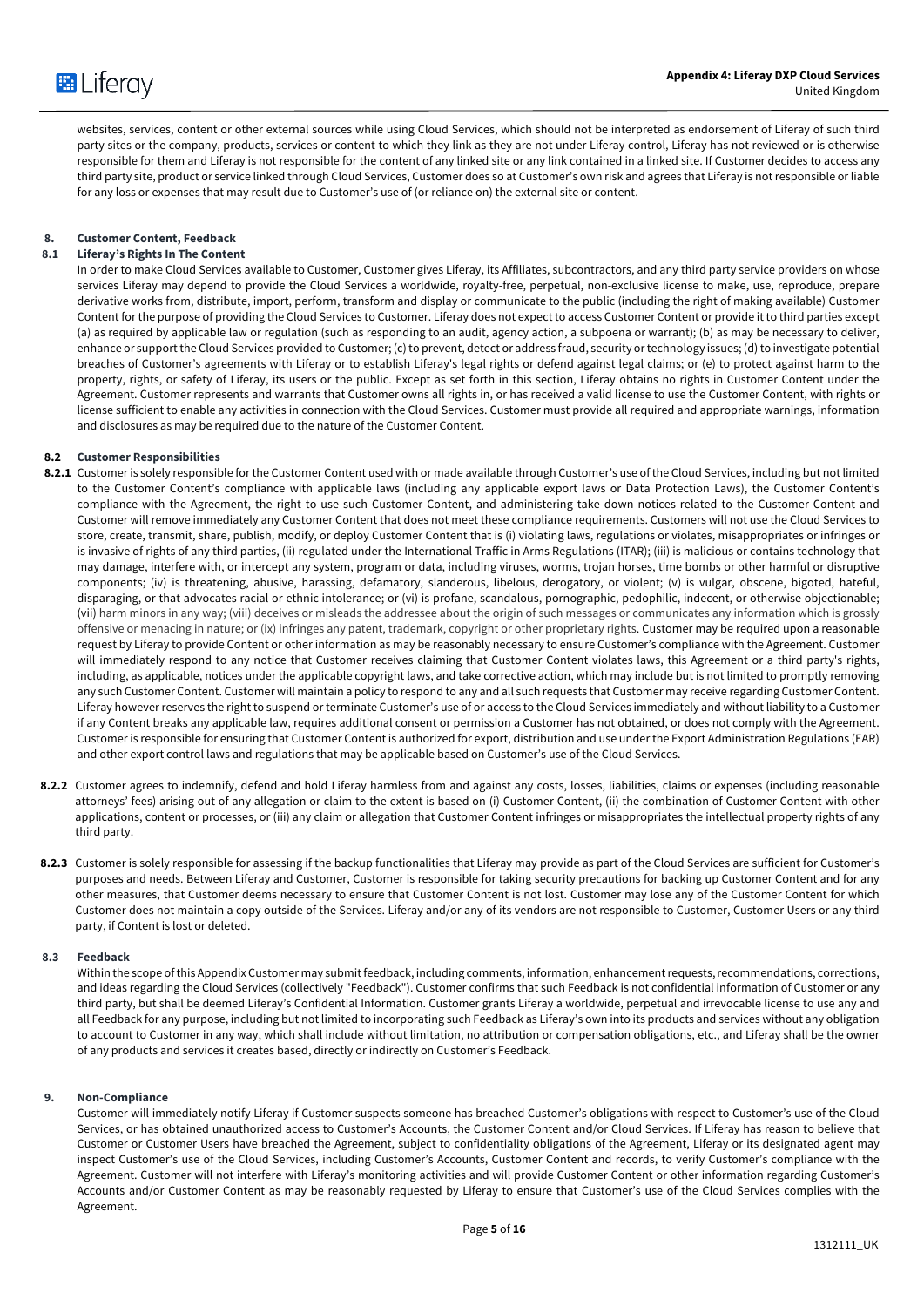websites, services, content or other external sources while using Cloud Services, which should not be interpreted as endorsement of Liferay of such third party sites or the company, products, services or content to which they link as they are not under Liferay control, Liferay has not reviewed or is otherwise responsible for them and Liferay is not responsible for the content of any linked site or any link contained in a linked site. If Customer decides to access any third party site, product or service linked through Cloud Services, Customer does so at Customer's own risk and agrees that Liferay is not responsible or liable for any loss or expenses that may result due to Customer's use of (or reliance on) the external site or content.

## 8. Customer Content, Feedback

### 8.1 Liferay's Rights In The Content

In order to make Cloud Services available to Customer, Customer gives Liferay, its Affiliates, subcontractors, and any third party service providers on whose services Liferay may depend to provide the Cloud Services a worldwide, royalty-free, perpetual, non-exclusive license to make, use, reproduce, prepare derivative works from, distribute, import, perform, transform and display or communicate to the public (including the right of making available) Customer Content for the purpose of providing the Cloud Services to Customer. Liferay does not expect to access Customer Content or provide it to third parties except (a) as required by applicable law or regulation (such as responding to an audit, agency action, a subpoena or warrant); (b) as may be necessary to deliver, enhance or support the Cloud Services provided to Customer; (c) to prevent, detect or address fraud, security or technology issues; (d) to investigate potential breaches of Customer's agreements with Liferay or to establish Liferay's legal rights or defend against legal claims; or (e) to protect against harm to the property, rights, or safety of Liferay, its users or the public. Except as set forth in this section, Liferay obtains no rights in Customer Content under the Agreement. Customer represents and warrants that Customer owns all rights in, or has received a valid license to use the Customer Content, with rights or license sufficient to enable any activities in connection with the Cloud Services. Customer must provide all required and appropriate warnings, information and disclosures as may be required due to the nature of the Customer Content.

### 8.2 Customer Responsibilities

**8.2.1** Customer is solely responsible for the Customer Content used with or made available through Customer's use of the Cloud Services, including but not limited to the Customer Content's compliance with applicable laws (including any applicable export laws or Data Protection Laws), the Customer Content's compliance with the Agreement, the right to use such Customer Content, and administering take down notices related to the Customer Content and Customer will remove immediately any Customer Content that does not meet these compliance requirements. Customers will not use the Cloud Services to store, create, transmit, share, publish, modify, or deploy Customer Content that is (i) violating laws, regulations or violates, misappropriates or infringes or is invasive of rights of any third parties, (ii) regulated under the International Traffic in Arms Regulations (ITAR); (iii) is malicious or contains technology that may damage, interfere with, or intercept any system, program or data, including viruses, worms, trojan horses, time bombs or other harmful or disruptive components; (iv) is threatening, abusive, harassing, defamatory, slanderous, libelous, derogatory, or violent; (v) is vulgar, obscene, bigoted, hateful, disparaging, or that advocates racial or ethnic intolerance; or (vi) is profane, scandalous, pornographic, pedophilic, indecent, or otherwise objectionable; (vii) harm minors in any way; (viii) deceives or misleads the addressee about the origin of such messages or communicates any information which is grossly offensive or menacing in nature; or (ix) infringes any patent, trademark, copyright or other proprietary rights. Customer may be required upon a reasonable request by Liferay to provide Content or other information as may be reasonably necessary to ensure Customer's compliance with the Agreement. Customer will immediately respond to any notice that Customer receives claiming that Customer Content violates laws, this Agreement or a third party's rights, including, as applicable, notices under the applicable copyright laws, and take corrective action, which may include but is not limited to promptly removing any such Customer Content. Customer will maintain a policy to respond to any and all such requests that Customer may receive regarding Customer Content. Liferay however reserves the right to suspend or terminate Customer's use of or access to the Cloud Services immediately and without liability to a Customer if any Content breaks any applicable law, requires additional consent or permission a Customer has not obtained, or does not comply with the Agreement. Customer is responsible for ensuring that Customer Content is authorized for export, distribution and use under the Export Administration Regulations (EAR) and other export control laws and regulations that may be applicable based on Customer's use of the Cloud Services.

**8.2.2** Customer agrees to indemnify, defend and hold Liferay harmless from and against any costs, losses, liabilities, claims or expenses (including reasonable attorneys' fees) arising out of any allegation or claim to the extent is based on (i) Customer Content, (ii) the combination of Customer Content with other applications, content or processes, or (iii) any claim or allegation that Customer Content infringes or misappropriates the intellectual property rights of any third party.

**8.2.3** Customer is solely responsible for assessing if the backup functionalities that Liferay may provide as part of the Cloud Services are sufficient for Customer's purposes and needs. Between Liferay and Customer, Customer is responsible for taking security precautions for backing up Customer Content and for any other measures, that Customer deems necessary to ensure that Customer Content is not lost. Customer may lose any of the Customer Content for which Customer does not maintain a copy outside of the Services. Liferay and/or any of its vendors are not responsible to Customer, Customer Users or any third party, if Content is lost or deleted.

### 8.3 Feedback

Within the scope of this Appendix Customer may submit feedback, including comments, information, enhancement requests, recommendations, corrections, and ideas regarding the Cloud Services (collectively "Feedback"). Customer confirms that such Feedback is not confidential information of Customer or any third party, but shall be deemed Liferay's Confidential Information. Customer grants Liferay a worldwide, perpetual and irrevocable license to use any and all Feedback for any purpose, including but not limited to incorporating such Feedback as Liferay's own into its products and services without any obligation to account to Customer in any way, which shall include without limitation, no attribution or compensation obligations, etc., and Liferay shall be the owner of any products and services it creates based, directly or indirectly on Customer's Feedback.

## 9. Non-Compliance

Customer will immediately notify Liferay if Customer suspects someone has breached Customer's obligations with respect to Customer's use of the Cloud Services, or has obtained unauthorized access to Customer's Accounts, the Customer Content and/or Cloud Services. If Liferay has reason to believe that Customer or Customer Users have breached the Agreement, subject to confidentiality obligations of the Agreement, Liferay or its designated agent may inspect Customer's use of the Cloud Services, including Customer's Accounts, Customer Content and records, to verify Customer's compliance with the Agreement. Customer will not interfere with Liferay's monitoring activities and will provide Customer Content or other information regarding Customer's Accounts and/or Customer Content as may be reasonably requested by Liferay to ensure that Customer's use of the Cloud Services complies with the Agreement.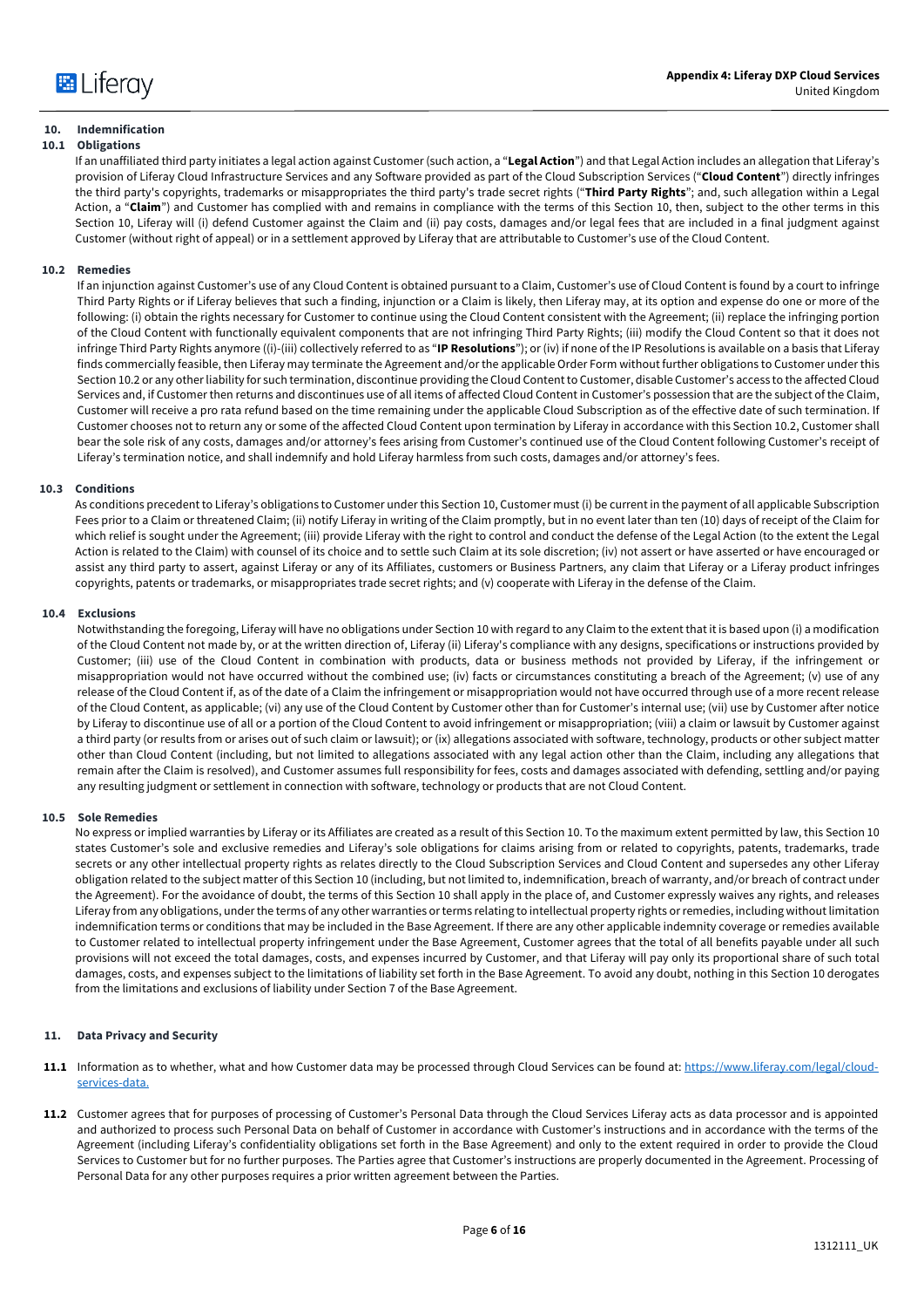## 10. Indemnification

### 10.1 Obligations

If an unaffiliated third party initiates a legal action against Customer (such action, a "**Legal Action**") and that Legal Action includes an allegation that Liferay's provision of Liferay Cloud Infrastructure Services and any Software provided as part of the Cloud Subscription Services ("**Cloud Content**") directly infringes the third party's copyrights, trademarks or misappropriates the third party's trade secret rights ("**Third Party Rights**"; and, such allegation within a Legal Action, a "**Claim**") and Customer has complied with and remains in compliance with the terms of this Section 10, then, subject to the other terms in this Section 10, Liferay will (i) defend Customer against the Claim and (ii) pay costs, damages and/or legal fees that are included in a final judgment against Customer (without right of appeal) or in a settlement approved by Liferay that are attributable to Customer's use of the Cloud Content.

### 10.2 Remedies

If an injunction against Customer's use of any Cloud Content is obtained pursuant to a Claim, Customer's use of Cloud Content is found by a court to infringe Third Party Rights or if Liferay believes that such a finding, injunction or a Claim is likely, then Liferay may, at its option and expense do one or more of the following: (i) obtain the rights necessary for Customer to continue using the Cloud Content consistent with the Agreement; (ii) replace the infringing portion of the Cloud Content with functionally equivalent components that are not infringing Third Party Rights; (iii) modify the Cloud Content so that it does not infringe Third Party Rights anymore ((i)-(iii) collectively referred to as "**IP Resolutions**"); or (iv) if none of the IP Resolutions is available on a basis that Liferay finds commercially feasible, then Liferay may terminate the Agreement and/or the applicable Order Form without further obligations to Customer under this Section 10.2 or any other liability for such termination, discontinue providing the Cloud Content to Customer, disable Customer's access to the affected Cloud Services and, if Customer then returns and discontinues use of all items of affected Cloud Content in Customer's possession that are the subject of the Claim, Customer will receive a pro rata refund based on the time remaining under the applicable Cloud Subscription as of the effective date of such termination. If Customer chooses not to return any or some of the affected Cloud Content upon termination by Liferay in accordance with this Section 10.2, Customer shall bear the sole risk of any costs, damages and/or attorney's fees arising from Customer's continued use of the Cloud Content following Customer's receipt of Liferay's termination notice, and shall indemnify and hold Liferay harmless from such costs, damages and/or attorney's fees.

### 10.3 Conditions

As conditions precedent to Liferay's obligations to Customer under this Section 10, Customer must (i) be current in the payment of all applicable Subscription Fees prior to a Claim or threatened Claim; (ii) notify Liferay in writing of the Claim promptly, but in no event later than ten (10) days of receipt of the Claim for which relief is sought under the Agreement; (iii) provide Liferay with the right to control and conduct the defense of the Legal Action (to the extent the Legal Action is related to the Claim) with counsel of its choice and to settle such Claim at its sole discretion; (iv) not assert or have asserted or have encouraged or assist any third party to assert, against Liferay or any of its Affiliates, customers or Business Partners, any claim that Liferay or a Liferay product infringes copyrights, patents or trademarks, or misappropriates trade secret rights; and (v) cooperate with Liferay in the defense of the Claim.

### 10.4 Exclusions

Notwithstanding the foregoing, Liferay will have no obligations under Section 10 with regard to any Claim to the extent that it is based upon (i) a modification of the Cloud Content not made by, or at the written direction of, Liferay (ii) Liferay's compliance with any designs, specifications or instructions provided by Customer; (iii) use of the Cloud Content in combination with products, data or business methods not provided by Liferay, if the infringement or misappropriation would not have occurred without the combined use; (iv) facts or circumstances constituting a breach of the Agreement; (v) use of any release of the Cloud Content if, as of the date of a Claim the infringement or misappropriation would not have occurred through use of a more recent release of the Cloud Content, as applicable; (vi) any use of the Cloud Content by Customer other than for Customer's internal use; (vii) use by Customer after notice by Liferay to discontinue use of all or a portion of the Cloud Content to avoid infringement or misappropriation; (viii) a claim or lawsuit by Customer against a third party (or results from or arises out of such claim or lawsuit); or (ix) allegations associated with software, technology, products or other subject matter other than Cloud Content (including, but not limited to allegations associated with any legal action other than the Claim, including any allegations that remain after the Claim is resolved), and Customer assumes full responsibility for fees, costs and damages associated with defending, settling and/or paying any resulting judgment or settlement in connection with software, technology or products that are not Cloud Content.

### 10.5 Sole Remedies

No express or implied warranties by Liferay or its Affiliates are created as a result of this Section 10. To the maximum extent permitted by law, this Section 10 states Customer's sole and exclusive remedies and Liferay's sole obligations for claims arising from or related to copyrights, patents, trademarks, trade secrets or any other intellectual property rights as relates directly to the Cloud Subscription Services and Cloud Content and supersedes any other Liferay obligation related to the subject matter of this Section 10 (including, but not limited to, indemnification, breach of warranty, and/or breach of contract under the Agreement). For the avoidance of doubt, the terms of this Section 10 shall apply in the place of, and Customer expressly waives any rights, and releases Liferay from any obligations, under the terms of any other warranties or terms relating to intellectual property rights or remedies, including without limitation indemnification terms or conditions that may be included in the Base Agreement. If there are any other applicable indemnity coverage or remedies available to Customer related to intellectual property infringement under the Base Agreement, Customer agrees that the total of all benefits payable under all such provisions will not exceed the total damages, costs, and expenses incurred by Customer, and that Liferay will pay only its proportional share of such total damages, costs, and expenses subject to the limitations of liability set forth in the Base Agreement. To avoid any doubt, nothing in this Section 10 derogates from the limitations and exclusions of liability under Section 7 of the Base Agreement.

## 11. Data Privacy and Security

**11.1** Information as to whether, what and how Customer data may be processed through Cloud Services can be found at: [https://www.liferay.com/legal/cloud-services-data.](https://www.liferay.com/legal/cloud-services-data)

**11.2** Customer agrees that for purposes of processing of Customer's Personal Data through the Cloud Services Liferay acts as data processor and is appointed and authorized to process such Personal Data on behalf of Customer in accordance with Customer's instructions and in accordance with the terms of the Agreement (including Liferay's confidentiality obligations set forth in the Base Agreement) and only to the extent required in order to provide the Cloud Services to Customer but for no further purposes. The Parties agree that Customer's instructions are properly documented in the Agreement. Processing of Personal Data for any other purposes requires a prior written agreement between the Parties.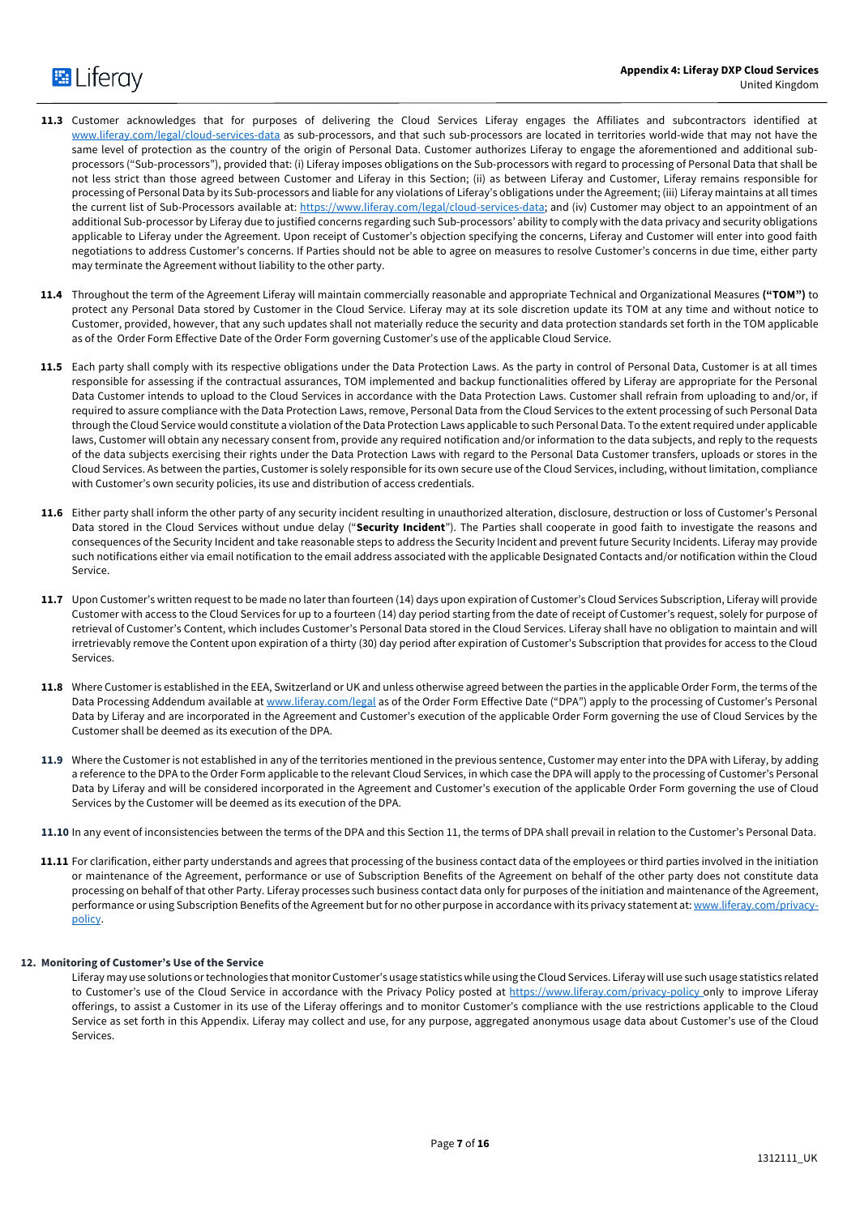**11.3** Customer acknowledges that for purposes of delivering the Cloud Services Liferay engages the Affiliates and subcontractors identified at www.liferay.com/legal/cloud-services-data as sub-processors, and that such sub-processors are located in territories world-wide that may not have the same level of protection as the country of the origin of Personal Data. Customer authorizes Liferay to engage the aforementioned and additional sub-processors ("Sub-processors"), provided that: (i) Liferay imposes obligations on the Sub-processors with regard to processing of Personal Data that shall be not less strict than those agreed between Customer and Liferay in this Section; (ii) as between Liferay and Customer, Liferay remains responsible for processing of Personal Data by its Sub-processors and liable for any violations of Liferay's obligations under the Agreement; (iii) Liferay maintains at all times the current list of Sub-Processors available at: https://www.liferay.com/legal/cloud-services-data; and (iv) Customer may object to an appointment of an additional Sub-processor by Liferay due to justified concerns regarding such Sub-processors' ability to comply with the data privacy and security obligations applicable to Liferay under the Agreement. Upon receipt of Customer's objection specifying the concerns, Liferay and Customer will enter into good faith negotiations to address Customer's concerns. If Parties should not be able to agree on measures to resolve Customer's concerns in due time, either party may terminate the Agreement without liability to the other party.

**11.4** Throughout the term of the Agreement Liferay will maintain commercially reasonable and appropriate Technical and Organizational Measures **("TOM")** to protect any Personal Data stored by Customer in the Cloud Service. Liferay may at its sole discretion update its TOM at any time and without notice to Customer, provided, however, that any such updates shall not materially reduce the security and data protection standards set forth in the TOM applicable as of the Order Form Effective Date of the Order Form governing Customer's use of the applicable Cloud Service.

**11.5** Each party shall comply with its respective obligations under the Data Protection Laws. As the party in control of Personal Data, Customer is at all times responsible for assessing if the contractual assurances, TOM implemented and backup functionalities offered by Liferay are appropriate for the Personal Data Customer intends to upload to the Cloud Services in accordance with the Data Protection Laws. Customer shall refrain from uploading to and/or, if required to assure compliance with the Data Protection Laws, remove, Personal Data from the Cloud Services to the extent processing of such Personal Data through the Cloud Service would constitute a violation of the Data Protection Laws applicable to such Personal Data. To the extent required under applicable laws, Customer will obtain any necessary consent from, provide any required notification and/or information to the data subjects, and reply to the requests of the data subjects exercising their rights under the Data Protection Laws with regard to the Personal Data Customer transfers, uploads or stores in the Cloud Services. As between the parties, Customer is solely responsible for its own secure use of the Cloud Services, including, without limitation, compliance with Customer's own security policies, its use and distribution of access credentials.

**11.6** Either party shall inform the other party of any security incident resulting in unauthorized alteration, disclosure, destruction or loss of Customer's Personal Data stored in the Cloud Services without undue delay ("**Security Incident**"). The Parties shall cooperate in good faith to investigate the reasons and consequences of the Security Incident and take reasonable steps to address the Security Incident and prevent future Security Incidents. Liferay may provide such notifications either via email notification to the email address associated with the applicable Designated Contacts and/or notification within the Cloud Service.

**11.7** Upon Customer's written request to be made no later than fourteen (14) days upon expiration of Customer's Cloud Services Subscription, Liferay will provide Customer with access to the Cloud Services for up to a fourteen (14) day period starting from the date of receipt of Customer's request, solely for purpose of retrieval of Customer's Content, which includes Customer's Personal Data stored in the Cloud Services. Liferay shall have no obligation to maintain and will irretrievably remove the Content upon expiration of a thirty (30) day period after expiration of Customer's Subscription that provides for access to the Cloud Services.

**11.8** Where Customer is established in the EEA, Switzerland or UK and unless otherwise agreed between the parties in the applicable Order Form, the terms of the Data Processing Addendum available at www.liferay.com/legal as of the Order Form Effective Date ("DPA") apply to the processing of Customer's Personal Data by Liferay and are incorporated in the Agreement and Customer's execution of the applicable Order Form governing the use of Cloud Services by the Customer shall be deemed as its execution of the DPA.

**11.9** Where the Customer is not established in any of the territories mentioned in the previous sentence, Customer may enter into the DPA with Liferay, by adding a reference to the DPA to the Order Form applicable to the relevant Cloud Services, in which case the DPA will apply to the processing of Customer's Personal Data by Liferay and will be considered incorporated in the Agreement and Customer's execution of the applicable Order Form governing the use of Cloud Services by the Customer will be deemed as its execution of the DPA.

**11.10** In any event of inconsistencies between the terms of the DPA and this Section 11, the terms of DPA shall prevail in relation to the Customer's Personal Data.

**11.11** For clarification, either party understands and agrees that processing of the business contact data of the employees or third parties involved in the initiation or maintenance of the Agreement, performance or use of Subscription Benefits of the Agreement on behalf of the other party does not constitute data processing on behalf of that other Party. Liferay processes such business contact data only for purposes of the initiation and maintenance of the Agreement, performance or using Subscription Benefits of the Agreement but for no other purpose in accordance with its privacy statement at: www.liferay.com/privacy-policy.

## 12. Monitoring of Customer's Use of the Service

Liferay may use solutions or technologies that monitor Customer's usage statistics while using the Cloud Services. Liferay will use such usage statistics related to Customer's use of the Cloud Service in accordance with the Privacy Policy posted at https://www.liferay.com/privacy-policy only to improve Liferay offerings, to assist a Customer in its use of the Liferay offerings and to monitor Customer's compliance with the use restrictions applicable to the Cloud Service as set forth in this Appendix. Liferay may collect and use, for any purpose, aggregated anonymous usage data about Customer's use of the Cloud Services.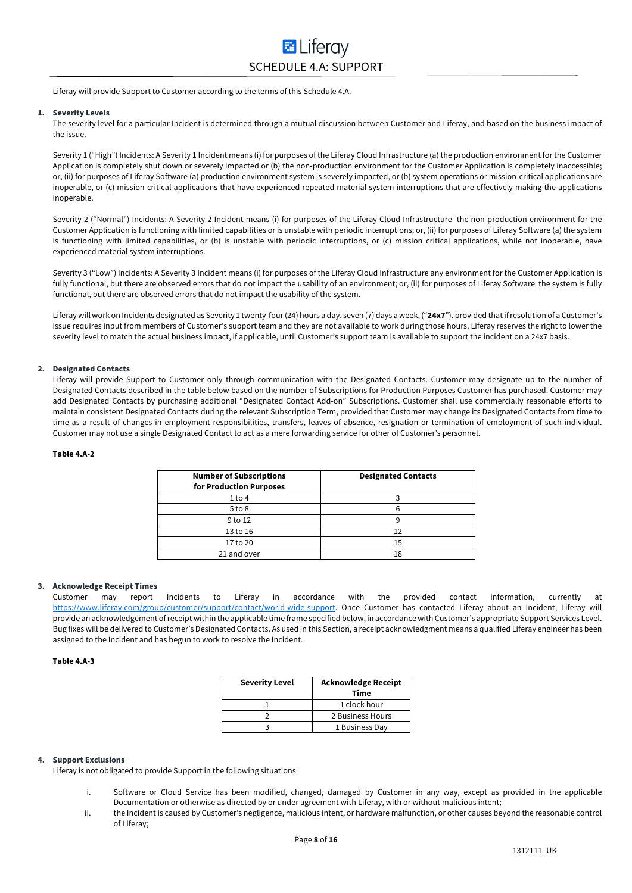# Liferay

## SCHEDULE 4.A: SUPPORT

Liferay will provide Support to Customer according to the terms of this Schedule 4.A.

**1. Severity Levels**

The severity level for a particular Incident is determined through a mutual discussion between Customer and Liferay, and based on the business impact of the issue.

Severity 1 ("High") Incidents: A Severity 1 Incident means (i) for purposes of the Liferay Cloud Infrastructure (a) the production environment for the Customer Application is completely shut down or severely impacted or (b) the non-production environment for the Customer Application is completely inaccessible; or, (ii) for purposes of Liferay Software (a) production environment system is severely impacted, or (b) system operations or mission-critical applications are inoperable, or (c) mission-critical applications that have experienced repeated material system interruptions that are effectively making the applications inoperable.

Severity 2 ("Normal") Incidents: A Severity 2 Incident means (i) for purposes of the Liferay Cloud Infrastructure the non-production environment for the Customer Application is functioning with limited capabilities or is unstable with periodic interruptions; or, (ii) for purposes of Liferay Software (a) the system is functioning with limited capabilities, or (b) is unstable with periodic interruptions, or (c) mission critical applications, while not inoperable, have experienced material system interruptions.

Severity 3 ("Low") Incidents: A Severity 3 Incident means (i) for purposes of the Liferay Cloud Infrastructure any environment for the Customer Application is fully functional, but there are observed errors that do not impact the usability of an environment; or, (ii) for purposes of Liferay Software the system is fully functional, but there are observed errors that do not impact the usability of the system.

Liferay will work on Incidents designated as Severity 1 twenty-four (24) hours a day, seven (7) days a week, ("**24x7**"), provided that if resolution of a Customer's issue requires input from members of Customer's support team and they are not available to work during those hours, Liferay reserves the right to lower the severity level to match the actual business impact, if applicable, until Customer's support team is available to support the incident on a 24x7 basis.

**2. Designated Contacts**

Liferay will provide Support to Customer only through communication with the Designated Contacts. Customer may designate up to the number of Designated Contacts described in the table below based on the number of Subscriptions for Production Purposes Customer has purchased. Customer may add Designated Contacts by purchasing additional "Designated Contact Add-on" Subscriptions. Customer shall use commercially reasonable efforts to maintain consistent Designated Contacts during the relevant Subscription Term, provided that Customer may change its Designated Contacts from time to time as a result of changes in employment responsibilities, transfers, leaves of absence, resignation or termination of employment of such individual. Customer may not use a single Designated Contact to act as a mere forwarding service for other of Customer's personnel.

**Table 4.A-2**

| Number of Subscriptions for Production Purposes | Designated Contacts |
|---|---|
| 1 to 4 | 3 |
| 5 to 8 | 6 |
| 9 to 12 | 9 |
| 13 to 16 | 12 |
| 17 to 20 | 15 |
| 21 and over | 18 |

**3. Acknowledge Receipt Times**

Customer may report Incidents to Liferay in accordance with the provided contact information, currently at https://www.liferay.com/group/customer/support/contact/world-wide-support. Once Customer has contacted Liferay about an Incident, Liferay will provide an acknowledgement of receipt within the applicable time frame specified below, in accordance with Customer's appropriate Support Services Level. Bug fixes will be delivered to Customer's Designated Contacts. As used in this Section, a receipt acknowledgment means a qualified Liferay engineer has been assigned to the Incident and has begun to work to resolve the Incident.

**Table 4.A-3**

| Severity Level | Acknowledge Receipt Time |
|---|---|
| 1 | 1 clock hour |
| 2 | 2 Business Hours |
| 3 | 1 Business Day |

**4. Support Exclusions**

Liferay is not obligated to provide Support in the following situations:

i. Software or Cloud Service has been modified, changed, damaged by Customer in any way, except as provided in the applicable Documentation or otherwise as directed by or under agreement with Liferay, with or without malicious intent;

ii. the Incident is caused by Customer's negligence, malicious intent, or hardware malfunction, or other causes beyond the reasonable control of Liferay;

1312111_UK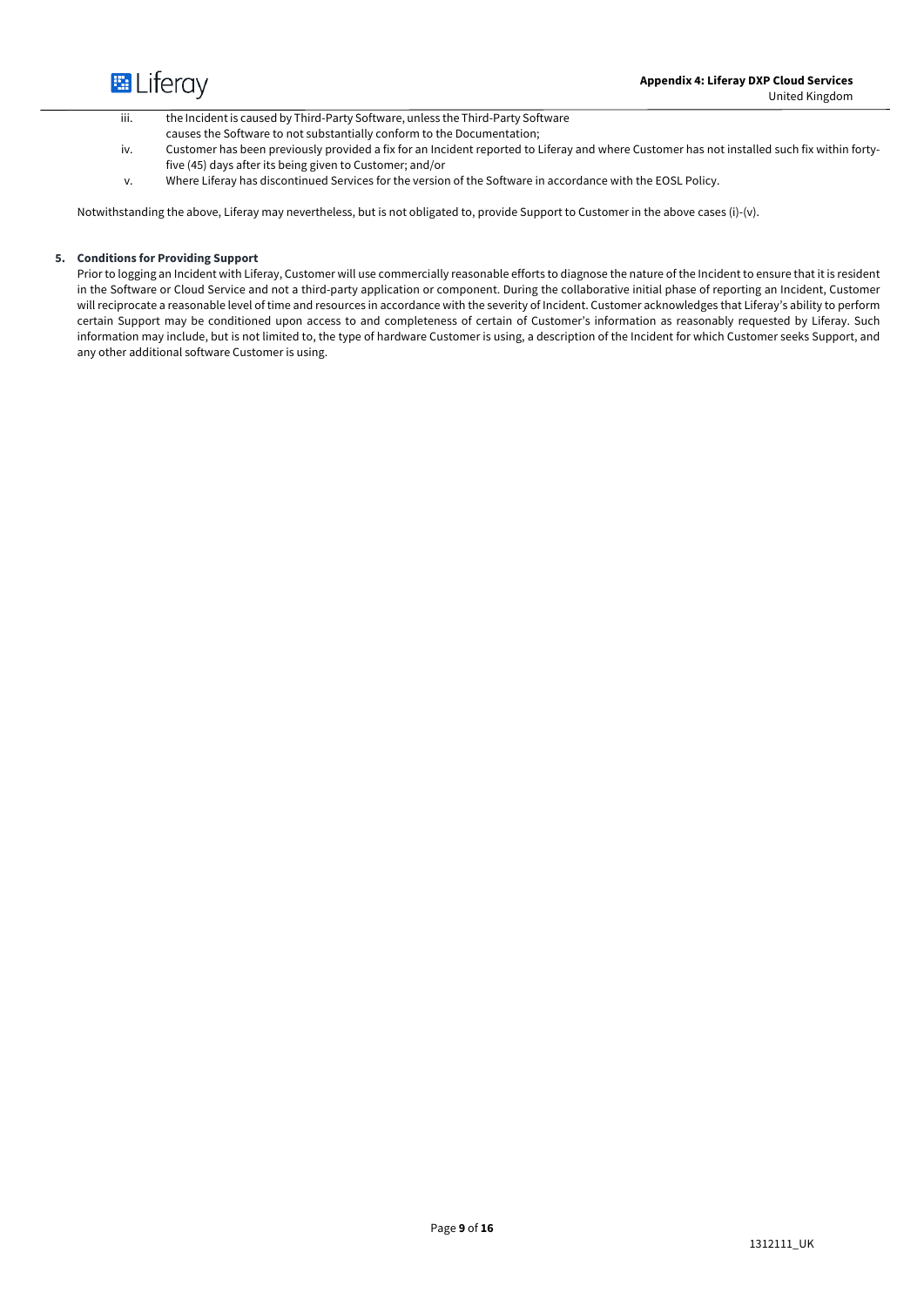iii. the Incident is caused by Third-Party Software, unless the Third-Party Software causes the Software to not substantially conform to the Documentation;

iv. Customer has been previously provided a fix for an Incident reported to Liferay and where Customer has not installed such fix within forty-five (45) days after its being given to Customer; and/or

v. Where Liferay has discontinued Services for the version of the Software in accordance with the EOSL Policy.

Notwithstanding the above, Liferay may nevertheless, but is not obligated to, provide Support to Customer in the above cases (i)-(v).

**5. Conditions for Providing Support**

Prior to logging an Incident with Liferay, Customer will use commercially reasonable efforts to diagnose the nature of the Incident to ensure that it is resident in the Software or Cloud Service and not a third-party application or component. During the collaborative initial phase of reporting an Incident, Customer will reciprocate a reasonable level of time and resources in accordance with the severity of Incident. Customer acknowledges that Liferay's ability to perform certain Support may be conditioned upon access to and completeness of certain of Customer's information as reasonably requested by Liferay. Such information may include, but is not limited to, the type of hardware Customer is using, a description of the Incident for which Customer seeks Support, and any other additional software Customer is using.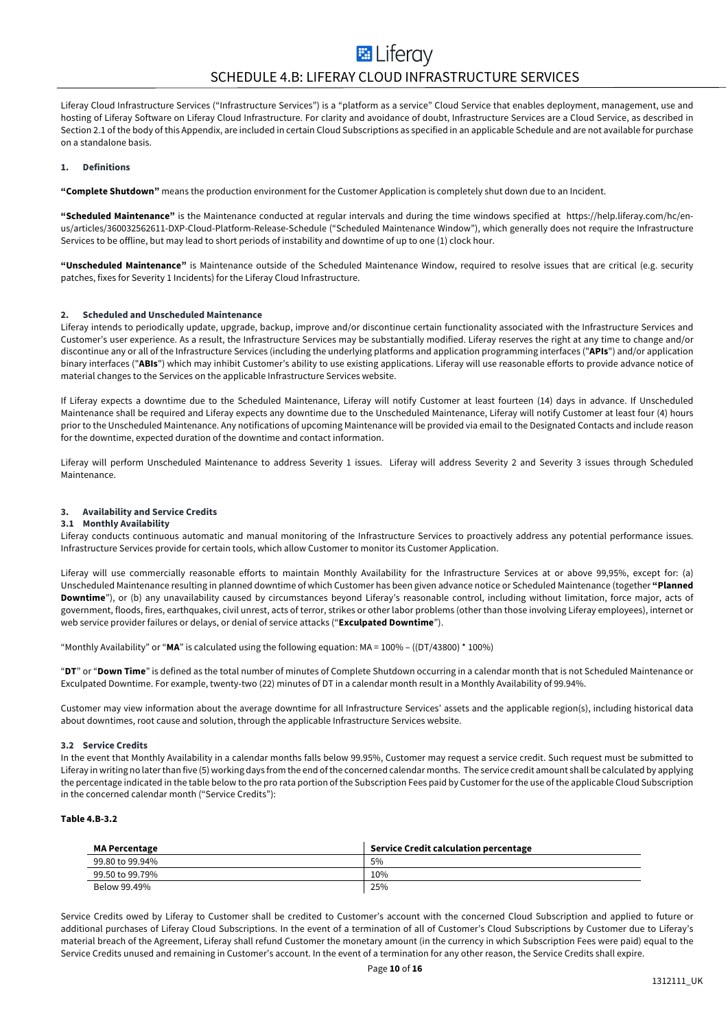# SCHEDULE 4.B: LIFERAY CLOUD INFRASTRUCTURE SERVICES

Liferay Cloud Infrastructure Services ("Infrastructure Services") is a "platform as a service" Cloud Service that enables deployment, management, use and hosting of Liferay Software on Liferay Cloud Infrastructure. For clarity and avoidance of doubt, Infrastructure Services are a Cloud Service, as described in Section 2.1 of the body of this Appendix, are included in certain Cloud Subscriptions as specified in an applicable Schedule and are not available for purchase on a standalone basis.

## 1. Definitions

**"Complete Shutdown"** means the production environment for the Customer Application is completely shut down due to an Incident.

**"Scheduled Maintenance"** is the Maintenance conducted at regular intervals and during the time windows specified at https://help.liferay.com/hc/en-us/articles/360032562611-DXP-Cloud-Platform-Release-Schedule ("Scheduled Maintenance Window"), which generally does not require the Infrastructure Services to be offline, but may lead to short periods of instability and downtime of up to one (1) clock hour.

**"Unscheduled Maintenance"** is Maintenance outside of the Scheduled Maintenance Window, required to resolve issues that are critical (e.g. security patches, fixes for Severity 1 Incidents) for the Liferay Cloud Infrastructure.

## 2. Scheduled and Unscheduled Maintenance

Liferay intends to periodically update, upgrade, backup, improve and/or discontinue certain functionality associated with the Infrastructure Services and Customer's user experience. As a result, the Infrastructure Services may be substantially modified. Liferay reserves the right at any time to change and/or discontinue any or all of the Infrastructure Services (including the underlying platforms and application programming interfaces ("**APIs**") and/or application binary interfaces ("**ABIs**") which may inhibit Customer's ability to use existing applications. Liferay will use reasonable efforts to provide advance notice of material changes to the Services on the applicable Infrastructure Services website.

If Liferay expects a downtime due to the Scheduled Maintenance, Liferay will notify Customer at least fourteen (14) days in advance. If Unscheduled Maintenance shall be required and Liferay expects any downtime due to the Unscheduled Maintenance, Liferay will notify Customer at least four (4) hours prior to the Unscheduled Maintenance. Any notifications of upcoming Maintenance will be provided via email to the Designated Contacts and include reason for the downtime, expected duration of the downtime and contact information.

Liferay will perform Unscheduled Maintenance to address Severity 1 issues. Liferay will address Severity 2 and Severity 3 issues through Scheduled Maintenance.

## 3. Availability and Service Credits

### 3.1 Monthly Availability

Liferay conducts continuous automatic and manual monitoring of the Infrastructure Services to proactively address any potential performance issues. Infrastructure Services provide for certain tools, which allow Customer to monitor its Customer Application.

Liferay will use commercially reasonable efforts to maintain Monthly Availability for the Infrastructure Services at or above 99,95%, except for: (a) Unscheduled Maintenance resulting in planned downtime of which Customer has been given advance notice or Scheduled Maintenance (together **"Planned Downtime"**), or (b) any unavailability caused by circumstances beyond Liferay's reasonable control, including without limitation, force major, acts of government, floods, fires, earthquakes, civil unrest, acts of terror, strikes or other labor problems (other than those involving Liferay employees), internet or web service provider failures or delays, or denial of service attacks ("**Exculpated Downtime**").

"Monthly Availability" or "**MA**" is calculated using the following equation: $MA = 100\% - ((DT/43800) * 100\%)$

"**DT**" or "**Down Time**" is defined as the total number of minutes of Complete Shutdown occurring in a calendar month that is not Scheduled Maintenance or Exculpated Downtime. For example, twenty-two (22) minutes of DT in a calendar month result in a Monthly Availability of 99.94%.

Customer may view information about the average downtime for all Infrastructure Services' assets and the applicable region(s), including historical data about downtimes, root cause and solution, through the applicable Infrastructure Services website.

### 3.2 Service Credits

In the event that Monthly Availability in a calendar months falls below 99.95%, Customer may request a service credit. Such request must be submitted to Liferay in writing no later than five (5) working days from the end of the concerned calendar months. The service credit amount shall be calculated by applying the percentage indicated in the table below to the pro rata portion of the Subscription Fees paid by Customer for the use of the applicable Cloud Subscription in the concerned calendar month ("Service Credits"):

**Table 4.B-3.2**

| MA Percentage | Service Credit calculation percentage |
|---|---|
| 99.80 to 99.94% | 5% |
| 99.50 to 99.79% | 10% |
| Below 99.49% | 25% |

Service Credits owed by Liferay to Customer shall be credited to Customer's account with the concerned Cloud Subscription and applied to future or additional purchases of Liferay Cloud Subscriptions. In the event of a termination of all of Customer's Cloud Subscriptions by Customer due to Liferay's material breach of the Agreement, Liferay shall refund Customer the monetary amount (in the currency in which Subscription Fees were paid) equal to the Service Credits unused and remaining in Customer's account. In the event of a termination for any other reason, the Service Credits shall expire.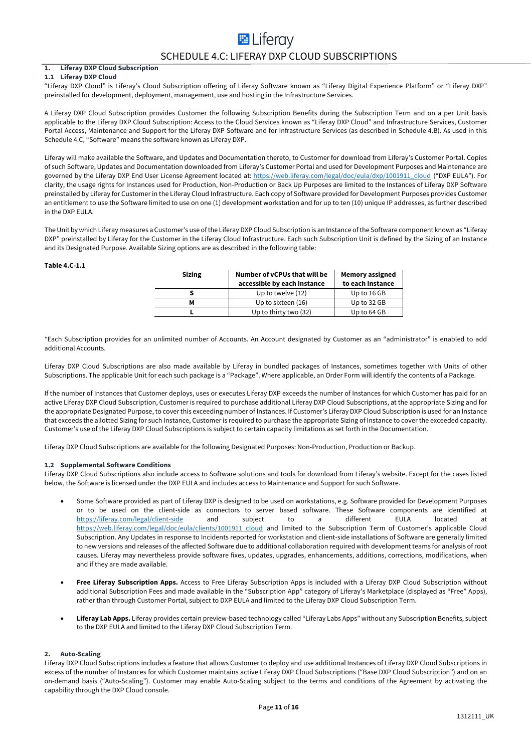# SCHEDULE 4.C: LIFERAY DXP CLOUD SUBSCRIPTIONS

## 1. Liferay DXP Cloud Subscription

### 1.1 Liferay DXP Cloud

"Liferay DXP Cloud" is Liferay's Cloud Subscription offering of Liferay Software known as "Liferay Digital Experience Platform" or "Liferay DXP" preinstalled for development, deployment, management, use and hosting in the Infrastructure Services.

A Liferay DXP Cloud Subscription provides Customer the following Subscription Benefits during the Subscription Term and on a per Unit basis applicable to the Liferay DXP Cloud Subscription: Access to the Cloud Services known as "Liferay DXP Cloud" and Infrastructure Services, Customer Portal Access, Maintenance and Support for the Liferay DXP Software and for Infrastructure Services (as described in Schedule 4.B). As used in this Schedule 4.C, "Software" means the software known as Liferay DXP.

Liferay will make available the Software, and Updates and Documentation thereto, to Customer for download from Liferay's Customer Portal. Copies of such Software, Updates and Documentation downloaded from Liferay's Customer Portal and used for Development Purposes and Maintenance are governed by the Liferay DXP End User License Agreement located at: https://web.liferay.com/legal/doc/eula/dxp/1001911_cloud ("DXP EULA"). For clarity, the usage rights for Instances used for Production, Non-Production or Back Up Purposes are limited to the Instances of Liferay DXP Software preinstalled by Liferay for Customer in the Liferay Cloud Infrastructure. Each copy of Software provided for Development Purposes provides Customer an entitlement to use the Software limited to use on one (1) development workstation and for up to ten (10) unique IP addresses, as further described in the DXP EULA.

The Unit by which Liferay measures a Customer's use of the Liferay DXP Cloud Subscription is an Instance of the Software component known as "Liferay DXP" preinstalled by Liferay for the Customer in the Liferay Cloud Infrastructure. Each such Subscription Unit is defined by the Sizing of an Instance and its Designated Purpose. Available Sizing options are as described in the following table:

**Table 4.C-1.1**

| Sizing | Number of vCPUs that will be accessible by each Instance | Memory assigned to each Instance |
|---|---|---|
| **S** | Up to twelve (12) | Up to 16 GB |
| **M** | Up to sixteen (16) | Up to 32 GB |
| **L** | Up to thirty two (32) | Up to 64 GB |

*Each Subscription provides for an unlimited number of Accounts. An Account designated by Customer as an "administrator" is enabled to add additional Accounts.

Liferay DXP Cloud Subscriptions are also made available by Liferay in bundled packages of Instances, sometimes together with Units of other Subscriptions. The applicable Unit for each such package is a "Package". Where applicable, an Order Form will identify the contents of a Package.

If the number of Instances that Customer deploys, uses or executes Liferay DXP exceeds the number of Instances for which Customer has paid for an active Liferay DXP Cloud Subscription, Customer is required to purchase additional Liferay DXP Cloud Subscriptions, at the appropriate Sizing and for the appropriate Designated Purpose, to cover this exceeding number of Instances. If Customer's Liferay DXP Cloud Subscription is used for an Instance that exceeds the allotted Sizing for such Instance, Customer is required to purchase the appropriate Sizing of Instance to cover the exceeded capacity. Customer's use of the Liferay DXP Cloud Subscriptions is subject to certain capacity limitations as set forth in the Documentation.

Liferay DXP Cloud Subscriptions are available for the following Designated Purposes: Non-Production, Production or Backup.

### 1.2 Supplemental Software Conditions

Liferay DXP Cloud Subscriptions also include access to Software solutions and tools for download from Liferay's website. Except for the cases listed below, the Software is licensed under the DXP EULA and includes access to Maintenance and Support for such Software.

- Some Software provided as part of Liferay DXP is designed to be used on workstations, e.g. Software provided for Development Purposes or to be used on the client-side as connectors to server based software. These Software components are identified at https://liferay.com/legal/client-side and subject to a different EULA located at https://web.liferay.com/legal/doc/eula/clients/1001911_cloud and limited to the Subscription Term of Customer's applicable Cloud Subscription. Any Updates in response to Incidents reported for workstation and client-side installations of Software are generally limited to new versions and releases of the affected Software due to additional collaboration required with development teams for analysis of root causes. Liferay may nevertheless provide software fixes, updates, upgrades, enhancements, additions, corrections, modifications, when and if they are made available.

- **Free Liferay Subscription Apps.** Access to Free Liferay Subscription Apps is included with a Liferay DXP Cloud Subscription without additional Subscription Fees and made available in the "Subscription App" category of Liferay's Marketplace (displayed as "Free" Apps), rather than through Customer Portal, subject to DXP EULA and limited to the Liferay DXP Cloud Subscription Term.

- **Liferay Lab Apps.** Liferay provides certain preview-based technology called "Liferay Labs Apps" without any Subscription Benefits, subject to the DXP EULA and limited to the Liferay DXP Cloud Subscription Term.

## 2. Auto-Scaling

Liferay DXP Cloud Subscriptions includes a feature that allows Customer to deploy and use additional Instances of Liferay DXP Cloud Subscriptions in excess of the number of Instances for which Customer maintains active Liferay DXP Cloud Subscriptions ("Base DXP Cloud Subscription") and on an on-demand basis ("Auto-Scaling"). Customer may enable Auto-Scaling subject to the terms and conditions of the Agreement by activating the capability through the DXP Cloud console.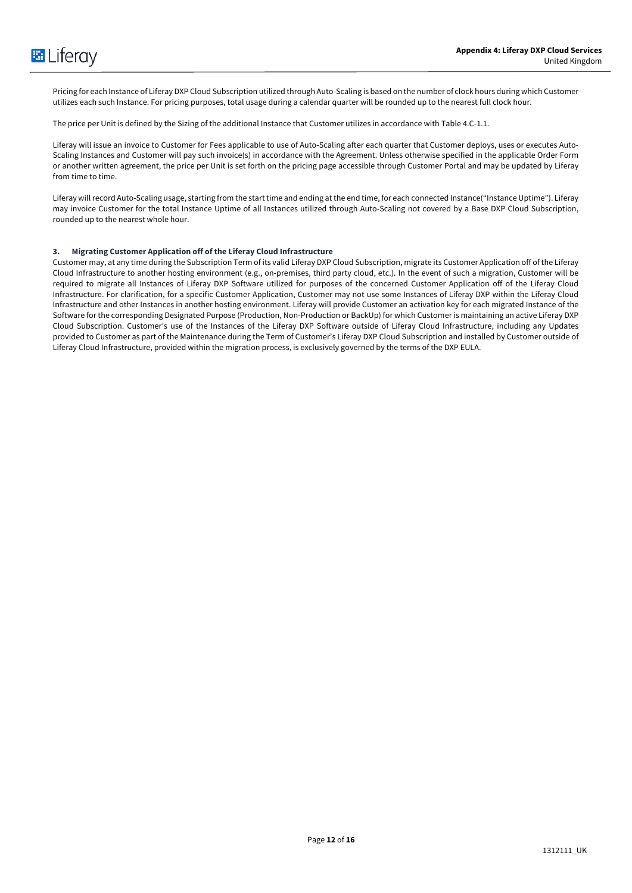Pricing for each Instance of Liferay DXP Cloud Subscription utilized through Auto-Scaling is based on the number of clock hours during which Customer utilizes each such Instance. For pricing purposes, total usage during a calendar quarter will be rounded up to the nearest full clock hour.

The price per Unit is defined by the Sizing of the additional Instance that Customer utilizes in accordance with Table 4.C-1.1.

Liferay will issue an invoice to Customer for Fees applicable to use of Auto-Scaling after each quarter that Customer deploys, uses or executes Auto-Scaling Instances and Customer will pay such invoice(s) in accordance with the Agreement. Unless otherwise specified in the applicable Order Form or another written agreement, the price per Unit is set forth on the pricing page accessible through Customer Portal and may be updated by Liferay from time to time.

Liferay will record Auto-Scaling usage, starting from the start time and ending at the end time, for each connected Instance("Instance Uptime"). Liferay may invoice Customer for the total Instance Uptime of all Instances utilized through Auto-Scaling not covered by a Base DXP Cloud Subscription, rounded up to the nearest whole hour.

**3. Migrating Customer Application off of the Liferay Cloud Infrastructure**

Customer may, at any time during the Subscription Term of its valid Liferay DXP Cloud Subscription, migrate its Customer Application off of the Liferay Cloud Infrastructure to another hosting environment (e.g., on-premises, third party cloud, etc.). In the event of such a migration, Customer will be required to migrate all Instances of Liferay DXP Software utilized for purposes of the concerned Customer Application off of the Liferay Cloud Infrastructure. For clarification, for a specific Customer Application, Customer may not use some Instances of Liferay DXP within the Liferay Cloud Infrastructure and other Instances in another hosting environment. Liferay will provide Customer an activation key for each migrated Instance of the Software for the corresponding Designated Purpose (Production, Non-Production or BackUp) for which Customer is maintaining an active Liferay DXP Cloud Subscription. Customer's use of the Instances of the Liferay DXP Software outside of Liferay Cloud Infrastructure, including any Updates provided to Customer as part of the Maintenance during the Term of Customer's Liferay DXP Cloud Subscription and installed by Customer outside of Liferay Cloud Infrastructure, provided within the migration process, is exclusively governed by the terms of the DXP EULA.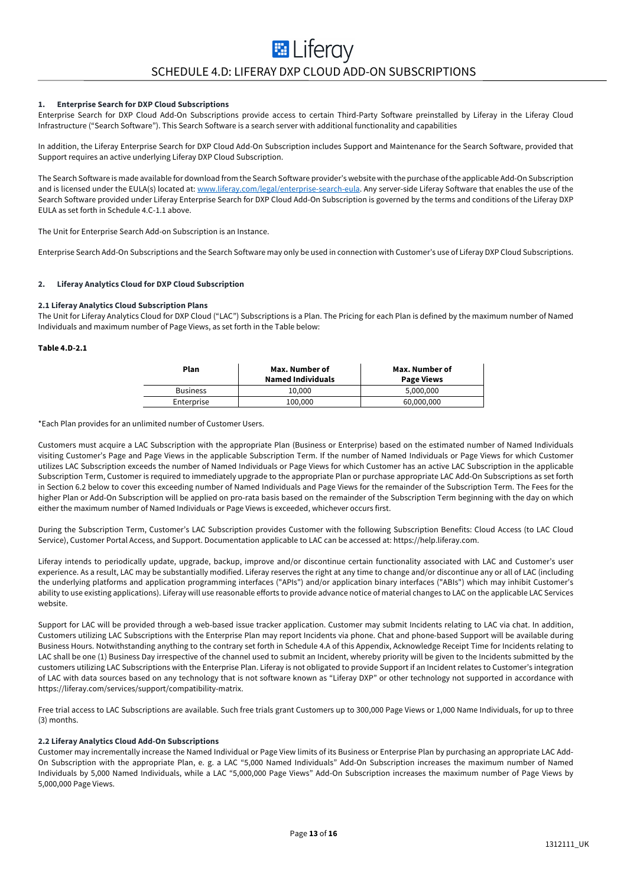# SCHEDULE 4.D: LIFERAY DXP CLOUD ADD-ON SUBSCRIPTIONS

### 1. Enterprise Search for DXP Cloud Subscriptions

Enterprise Search for DXP Cloud Add-On Subscriptions provide access to certain Third-Party Software preinstalled by Liferay in the Liferay Cloud Infrastructure ("Search Software"). This Search Software is a search server with additional functionality and capabilities

In addition, the Liferay Enterprise Search for DXP Cloud Add-On Subscription includes Support and Maintenance for the Search Software, provided that Support requires an active underlying Liferay DXP Cloud Subscription.

The Search Software is made available for download from the Search Software provider's website with the purchase of the applicable Add-On Subscription and is licensed under the EULA(s) located at: [www.liferay.com/legal/enterprise-search-eula](www.liferay.com/legal/enterprise-search-eula). Any server-side Liferay Software that enables the use of the Search Software provided under Liferay Enterprise Search for DXP Cloud Add-On Subscription is governed by the terms and conditions of the Liferay DXP EULA as set forth in Schedule 4.C-1.1 above.

The Unit for Enterprise Search Add-on Subscription is an Instance.

Enterprise Search Add-On Subscriptions and the Search Software may only be used in connection with Customer's use of Liferay DXP Cloud Subscriptions.

### 2. Liferay Analytics Cloud for DXP Cloud Subscription

#### 2.1 Liferay Analytics Cloud Subscription Plans

The Unit for Liferay Analytics Cloud for DXP Cloud ("LAC") Subscriptions is a Plan. The Pricing for each Plan is defined by the maximum number of Named Individuals and maximum number of Page Views, as set forth in the Table below:

**Table 4.D-2.1**

| Plan | Max. Number of Named Individuals | Max. Number of Page Views |
|---|---|---|
| Business | 10,000 | 5,000,000 |
| Enterprise | 100,000 | 60,000,000 |

*Each Plan provides for an unlimited number of Customer Users.

Customers must acquire a LAC Subscription with the appropriate Plan (Business or Enterprise) based on the estimated number of Named Individuals visiting Customer's Page and Page Views in the applicable Subscription Term. If the number of Named Individuals or Page Views for which Customer utilizes LAC Subscription exceeds the number of Named Individuals or Page Views for which Customer has an active LAC Subscription in the applicable Subscription Term, Customer is required to immediately upgrade to the appropriate Plan or purchase appropriate LAC Add-On Subscriptions as set forth in Section 6.2 below to cover this exceeding number of Named Individuals and Page Views for the remainder of the Subscription Term. The Fees for the higher Plan or Add-On Subscription will be applied on pro-rata basis based on the remainder of the Subscription Term beginning with the day on which either the maximum number of Named Individuals or Page Views is exceeded, whichever occurs first.

During the Subscription Term, Customer's LAC Subscription provides Customer with the following Subscription Benefits: Cloud Access (to LAC Cloud Service), Customer Portal Access, and Support. Documentation applicable to LAC can be accessed at: https://help.liferay.com.

Liferay intends to periodically update, upgrade, backup, improve and/or discontinue certain functionality associated with LAC and Customer's user experience. As a result, LAC may be substantially modified. Liferay reserves the right at any time to change and/or discontinue any or all of LAC (including the underlying platforms and application programming interfaces ("APIs") and/or application binary interfaces ("ABIs") which may inhibit Customer's ability to use existing applications). Liferay will use reasonable efforts to provide advance notice of material changes to LAC on the applicable LAC Services website.

Support for LAC will be provided through a web-based issue tracker application. Customer may submit Incidents relating to LAC via chat. In addition, Customers utilizing LAC Subscriptions with the Enterprise Plan may report Incidents via phone. Chat and phone-based Support will be available during Business Hours. Notwithstanding anything to the contrary set forth in Schedule 4.A of this Appendix, Acknowledge Receipt Time for Incidents relating to LAC shall be one (1) Business Day irrespective of the channel used to submit an Incident, whereby priority will be given to the Incidents submitted by the customers utilizing LAC Subscriptions with the Enterprise Plan. Liferay is not obligated to provide Support if an Incident relates to Customer's integration of LAC with data sources based on any technology that is not software known as "Liferay DXP" or other technology not supported in accordance with https://liferay.com/services/support/compatibility-matrix.

Free trial access to LAC Subscriptions are available. Such free trials grant Customers up to 300,000 Page Views or 1,000 Name Individuals, for up to three (3) months.

#### 2.2 Liferay Analytics Cloud Add-On Subscriptions

Customer may incrementally increase the Named Individual or Page View limits of its Business or Enterprise Plan by purchasing an appropriate LAC Add-On Subscription with the appropriate Plan, e. g. a LAC "5,000 Named Individuals" Add-On Subscription increases the maximum number of Named Individuals by 5,000 Named Individuals, while a LAC "5,000,000 Page Views" Add-On Subscription increases the maximum number of Page Views by 5,000,000 Page Views.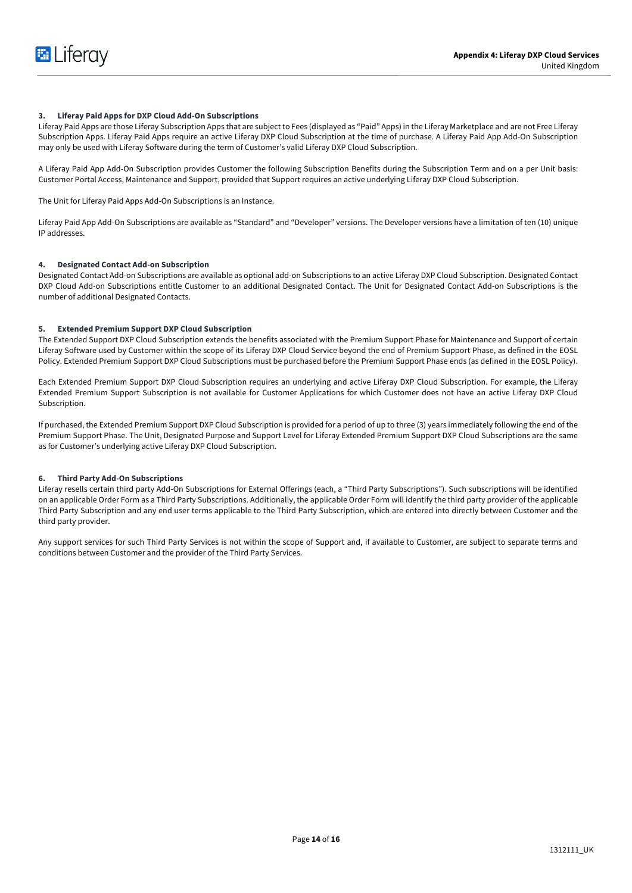### 3. Liferay Paid Apps for DXP Cloud Add-On Subscriptions

Liferay Paid Apps are those Liferay Subscription Apps that are subject to Fees (displayed as "Paid" Apps) in the Liferay Marketplace and are not Free Liferay Subscription Apps. Liferay Paid Apps require an active Liferay DXP Cloud Subscription at the time of purchase. A Liferay Paid App Add-On Subscription may only be used with Liferay Software during the term of Customer's valid Liferay DXP Cloud Subscription.

A Liferay Paid App Add-On Subscription provides Customer the following Subscription Benefits during the Subscription Term and on a per Unit basis: Customer Portal Access, Maintenance and Support, provided that Support requires an active underlying Liferay DXP Cloud Subscription.

The Unit for Liferay Paid Apps Add-On Subscriptions is an Instance.

Liferay Paid App Add-On Subscriptions are available as "Standard" and "Developer" versions. The Developer versions have a limitation of ten (10) unique IP addresses.

### 4. Designated Contact Add-on Subscription

Designated Contact Add-on Subscriptions are available as optional add-on Subscriptions to an active Liferay DXP Cloud Subscription. Designated Contact DXP Cloud Add-on Subscriptions entitle Customer to an additional Designated Contact. The Unit for Designated Contact Add-on Subscriptions is the number of additional Designated Contacts.

### 5. Extended Premium Support DXP Cloud Subscription

The Extended Support DXP Cloud Subscription extends the benefits associated with the Premium Support Phase for Maintenance and Support of certain Liferay Software used by Customer within the scope of its Liferay DXP Cloud Service beyond the end of Premium Support Phase, as defined in the EOSL Policy. Extended Premium Support DXP Cloud Subscriptions must be purchased before the Premium Support Phase ends (as defined in the EOSL Policy).

Each Extended Premium Support DXP Cloud Subscription requires an underlying and active Liferay DXP Cloud Subscription. For example, the Liferay Extended Premium Support Subscription is not available for Customer Applications for which Customer does not have an active Liferay DXP Cloud Subscription.

If purchased, the Extended Premium Support DXP Cloud Subscription is provided for a period of up to three (3) years immediately following the end of the Premium Support Phase. The Unit, Designated Purpose and Support Level for Liferay Extended Premium Support DXP Cloud Subscriptions are the same as for Customer's underlying active Liferay DXP Cloud Subscription.

### 6. Third Party Add-On Subscriptions

Liferay resells certain third party Add-On Subscriptions for External Offerings (each, a "Third Party Subscriptions"). Such subscriptions will be identified on an applicable Order Form as a Third Party Subscriptions. Additionally, the applicable Order Form will identify the third party provider of the applicable Third Party Subscription and any end user terms applicable to the Third Party Subscription, which are entered into directly between Customer and the third party provider.

Any support services for such Third Party Services is not within the scope of Support and, if available to Customer, are subject to separate terms and conditions between Customer and the provider of the Third Party Services.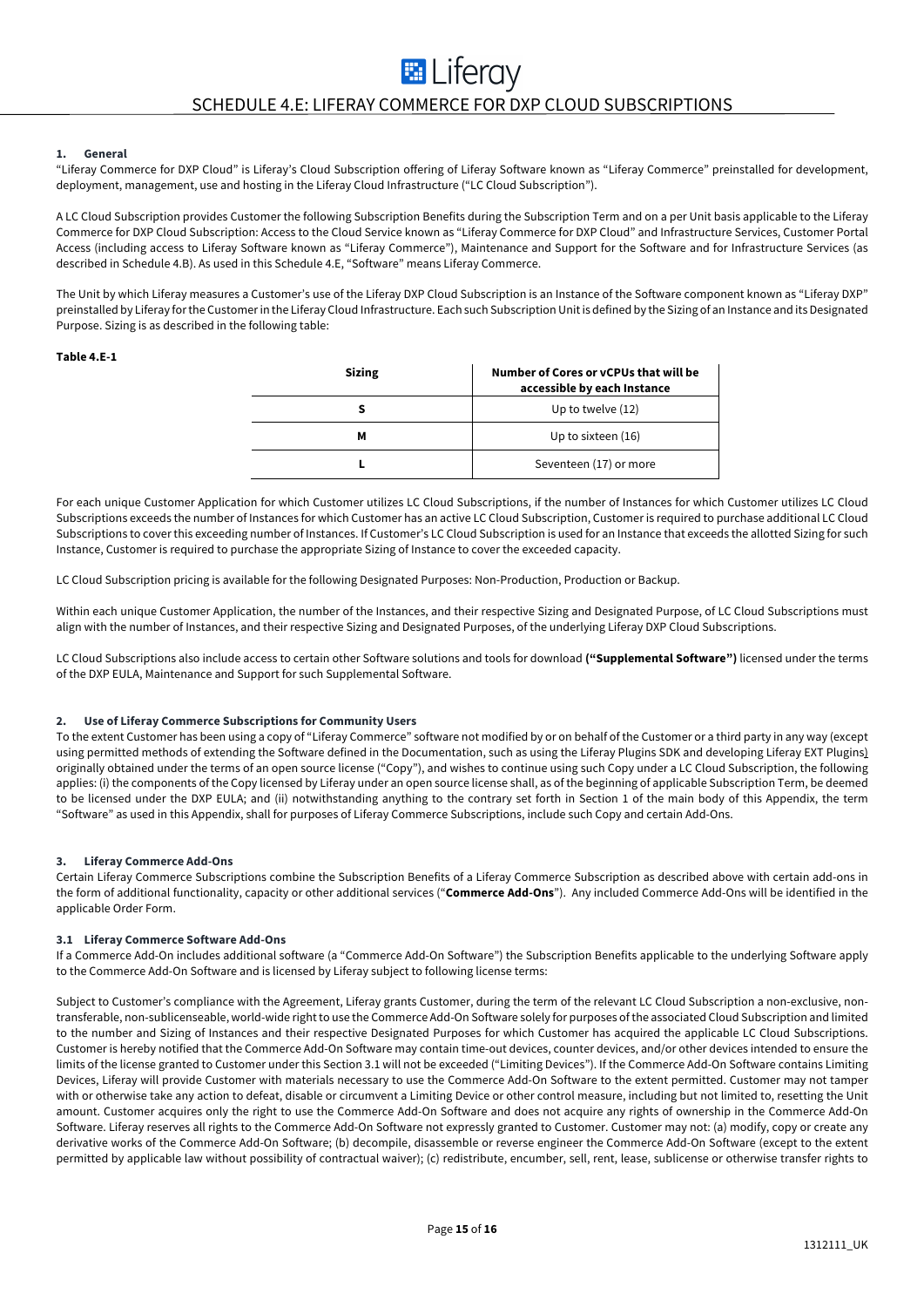# SCHEDULE 4.E: LIFERAY COMMERCE FOR DXP CLOUD SUBSCRIPTIONS

## 1. General

"Liferay Commerce for DXP Cloud" is Liferay's Cloud Subscription offering of Liferay Software known as "Liferay Commerce" preinstalled for development, deployment, management, use and hosting in the Liferay Cloud Infrastructure ("LC Cloud Subscription").

A LC Cloud Subscription provides Customer the following Subscription Benefits during the Subscription Term and on a per Unit basis applicable to the Liferay Commerce for DXP Cloud Subscription: Access to the Cloud Service known as "Liferay Commerce for DXP Cloud" and Infrastructure Services, Customer Portal Access (including access to Liferay Software known as "Liferay Commerce"), Maintenance and Support for the Software and for Infrastructure Services (as described in Schedule 4.B). As used in this Schedule 4.E, "Software" means Liferay Commerce.

The Unit by which Liferay measures a Customer's use of the Liferay DXP Cloud Subscription is an Instance of the Software component known as "Liferay DXP" preinstalled by Liferay for the Customer in the Liferay Cloud Infrastructure. Each such Subscription Unit is defined by the Sizing of an Instance and its Designated Purpose. Sizing is as described in the following table:

**Table 4.E-1**

| Sizing | Number of Cores or vCPUs that will be accessible by each Instance |
|---|---|
| S | Up to twelve (12) |
| M | Up to sixteen (16) |
| L | Seventeen (17) or more |

For each unique Customer Application for which Customer utilizes LC Cloud Subscriptions, if the number of Instances for which Customer utilizes LC Cloud Subscriptions exceeds the number of Instances for which Customer has an active LC Cloud Subscription, Customer is required to purchase additional LC Cloud Subscriptions to cover this exceeding number of Instances. If Customer's LC Cloud Subscription is used for an Instance that exceeds the allotted Sizing for such Instance, Customer is required to purchase the appropriate Sizing of Instance to cover the exceeded capacity.

LC Cloud Subscription pricing is available for the following Designated Purposes: Non-Production, Production or Backup.

Within each unique Customer Application, the number of the Instances, and their respective Sizing and Designated Purpose, of LC Cloud Subscriptions must align with the number of Instances, and their respective Sizing and Designated Purposes, of the underlying Liferay DXP Cloud Subscriptions.

LC Cloud Subscriptions also include access to certain other Software solutions and tools for download **("Supplemental Software")** licensed under the terms of the DXP EULA, Maintenance and Support for such Supplemental Software.

## 2. Use of Liferay Commerce Subscriptions for Community Users

To the extent Customer has been using a copy of "Liferay Commerce" software not modified by or on behalf of the Customer or a third party in any way (except using permitted methods of extending the Software defined in the Documentation, such as using the Liferay Plugins SDK and developing Liferay EXT Plugins) originally obtained under the terms of an open source license ("Copy"), and wishes to continue using such Copy under a LC Cloud Subscription, the following applies: (i) the components of the Copy licensed by Liferay under an open source license shall, as of the beginning of applicable Subscription Term, be deemed to be licensed under the DXP EULA; and (ii) notwithstanding anything to the contrary set forth in Section 1 of the main body of this Appendix, the term "Software" as used in this Appendix, shall for purposes of Liferay Commerce Subscriptions, include such Copy and certain Add-Ons.

## 3. Liferay Commerce Add-Ons

Certain Liferay Commerce Subscriptions combine the Subscription Benefits of a Liferay Commerce Subscription as described above with certain add-ons in the form of additional functionality, capacity or other additional services ("**Commerce Add-Ons**"). Any included Commerce Add-Ons will be identified in the applicable Order Form.

### 3.1 Liferay Commerce Software Add-Ons

If a Commerce Add-On includes additional software (a "Commerce Add-On Software") the Subscription Benefits applicable to the underlying Software apply to the Commerce Add-On Software and is licensed by Liferay subject to following license terms:

Subject to Customer's compliance with the Agreement, Liferay grants Customer, during the term of the relevant LC Cloud Subscription a non-exclusive, non-transferable, non-sublicenseable, world-wide right to use the Commerce Add-On Software solely for purposes of the associated Cloud Subscription and limited to the number and Sizing of Instances and their respective Designated Purposes for which Customer has acquired the applicable LC Cloud Subscriptions. Customer is hereby notified that the Commerce Add-On Software may contain time-out devices, counter devices, and/or other devices intended to ensure the limits of the license granted to Customer under this Section 3.1 will not be exceeded ("Limiting Devices"). If the Commerce Add-On Software contains Limiting Devices, Liferay will provide Customer with materials necessary to use the Commerce Add-On Software to the extent permitted. Customer may not tamper with or otherwise take any action to defeat, disable or circumvent a Limiting Device or other control measure, including but not limited to, resetting the Unit amount. Customer acquires only the right to use the Commerce Add-On Software and does not acquire any rights of ownership in the Commerce Add-On Software. Liferay reserves all rights to the Commerce Add-On Software not expressly granted to Customer. Customer may not: (a) modify, copy or create any derivative works of the Commerce Add-On Software; (b) decompile, disassemble or reverse engineer the Commerce Add-On Software (except to the extent permitted by applicable law without possibility of contractual waiver); (c) redistribute, encumber, sell, rent, lease, sublicense or otherwise transfer rights to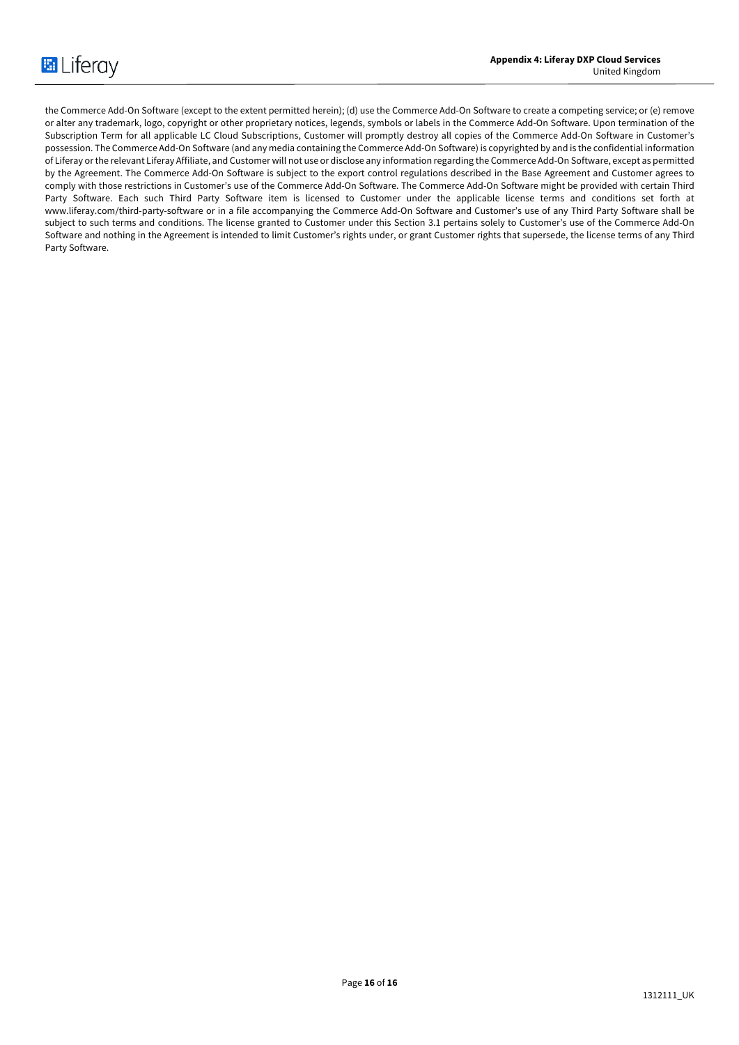the Commerce Add-On Software (except to the extent permitted herein); (d) use the Commerce Add-On Software to create a competing service; or (e) remove or alter any trademark, logo, copyright or other proprietary notices, legends, symbols or labels in the Commerce Add-On Software. Upon termination of the Subscription Term for all applicable LC Cloud Subscriptions, Customer will promptly destroy all copies of the Commerce Add-On Software in Customer's possession. The Commerce Add-On Software (and any media containing the Commerce Add-On Software) is copyrighted by and is the confidential information of Liferay or the relevant Liferay Affiliate, and Customer will not use or disclose any information regarding the Commerce Add-On Software, except as permitted by the Agreement. The Commerce Add-On Software is subject to the export control regulations described in the Base Agreement and Customer agrees to comply with those restrictions in Customer's use of the Commerce Add-On Software. The Commerce Add-On Software might be provided with certain Third Party Software. Each such Third Party Software item is licensed to Customer under the applicable license terms and conditions set forth at www.liferay.com/third-party-software or in a file accompanying the Commerce Add-On Software and Customer's use of any Third Party Software shall be subject to such terms and conditions. The license granted to Customer under this Section 3.1 pertains solely to Customer's use of the Commerce Add-On Software and nothing in the Agreement is intended to limit Customer's rights under, or grant Customer rights that supersede, the license terms of any Third Party Software.